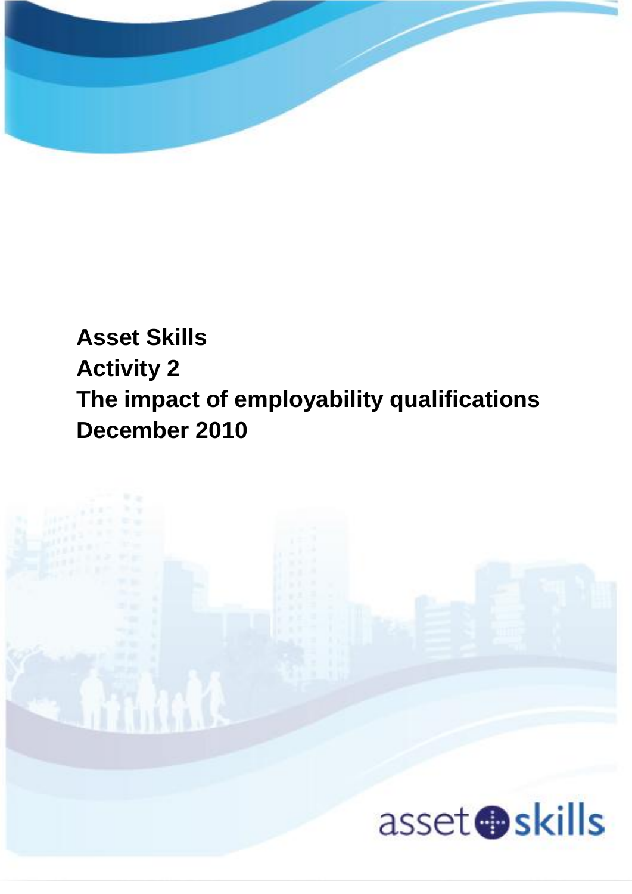# Asset Skills

# Activity 2

# The impact of employability qualifications

# December 2010

asset skills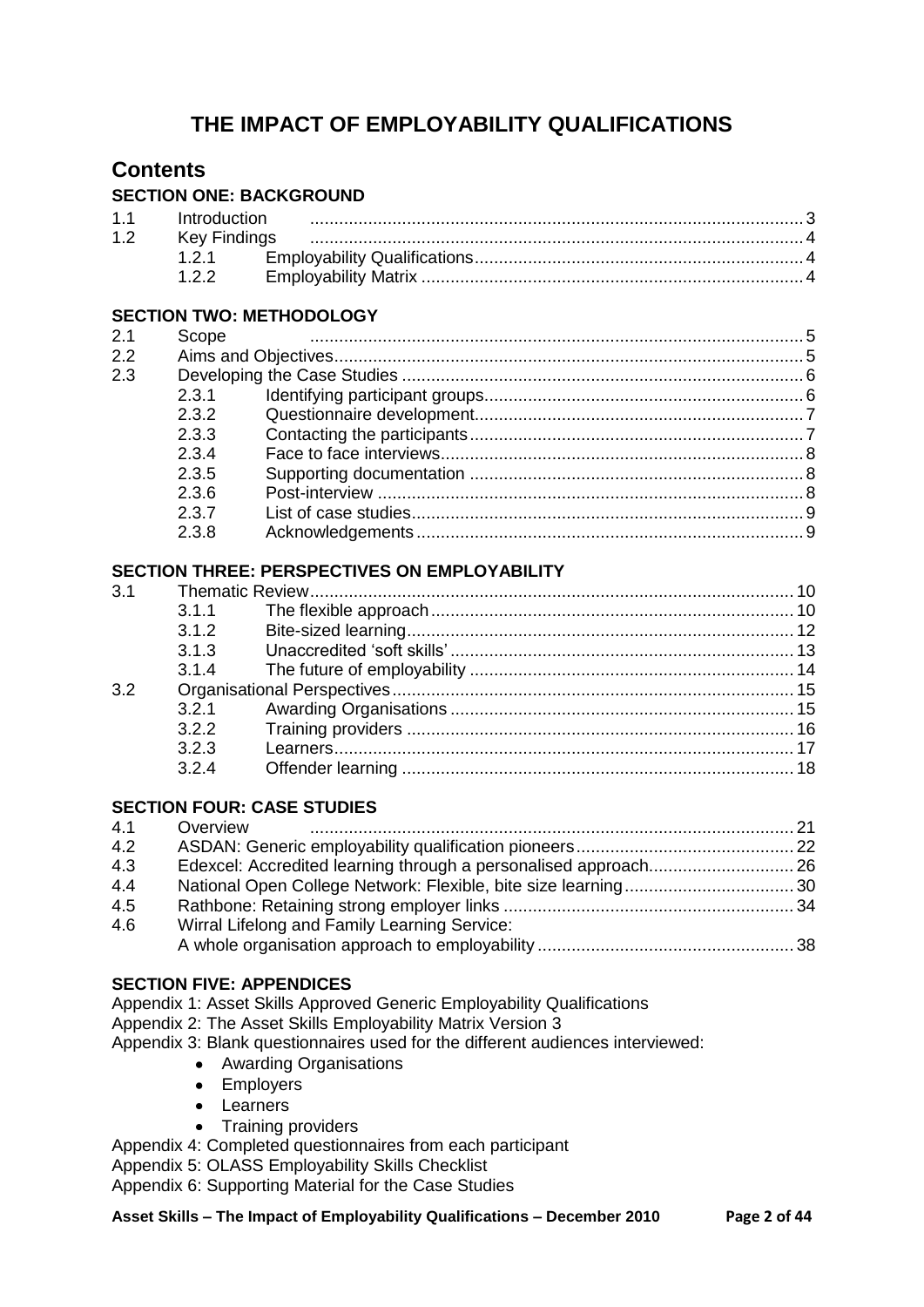# THE IMPACT OF EMPLOYABILITY QUALIFICATIONS

## Contents

### SECTION ONE: BACKGROUND

- 1.1 Introduction .......... 3
- 1.2 Key Findings .......... 4
  - 1.2.1 Employability Qualifications .......... 4
  - 1.2.2 Employability Matrix .......... 4

### SECTION TWO: METHODOLOGY

- 2.1 Scope .......... 5
- 2.2 Aims and Objectives .......... 5
- 2.3 Developing the Case Studies .......... 6
  - 2.3.1 Identifying participant groups .......... 6
  - 2.3.2 Questionnaire development .......... 7
  - 2.3.3 Contacting the participants .......... 7
  - 2.3.4 Face to face interviews .......... 8
  - 2.3.5 Supporting documentation .......... 8
  - 2.3.6 Post-interview .......... 8
  - 2.3.7 List of case studies .......... 9
  - 2.3.8 Acknowledgements .......... 9

### SECTION THREE: PERSPECTIVES ON EMPLOYABILITY

- 3.1 Thematic Review .......... 10
  - 3.1.1 The flexible approach .......... 10
  - 3.1.2 Bite-sized learning .......... 12
  - 3.1.3 Unaccredited 'soft skills' .......... 13
  - 3.1.4 The future of employability .......... 14
- 3.2 Organisational Perspectives .......... 15
  - 3.2.1 Awarding Organisations .......... 15
  - 3.2.2 Training providers .......... 16
  - 3.2.3 Learners .......... 17
  - 3.2.4 Offender learning .......... 18

### SECTION FOUR: CASE STUDIES

- 4.1 Overview .......... 21
- 4.2 ASDAN: Generic employability qualification pioneers .......... 22
- 4.3 Edexcel: Accredited learning through a personalised approach .......... 26
- 4.4 National Open College Network: Flexible, bite size learning .......... 30
- 4.5 Rathbone: Retaining strong employer links .......... 34
- 4.6 Wirral Lifelong and Family Learning Service: A whole organisation approach to employability .......... 38

### SECTION FIVE: APPENDICES

Appendix 1: Asset Skills Approved Generic Employability Qualifications

Appendix 2: The Asset Skills Employability Matrix Version 3

Appendix 3: Blank questionnaires used for the different audiences interviewed:

- Awarding Organisations
- Employers
- Learners
- Training providers

Appendix 4: Completed questionnaires from each participant

Appendix 5: OLASS Employability Skills Checklist

Appendix 6: Supporting Material for the Case Studies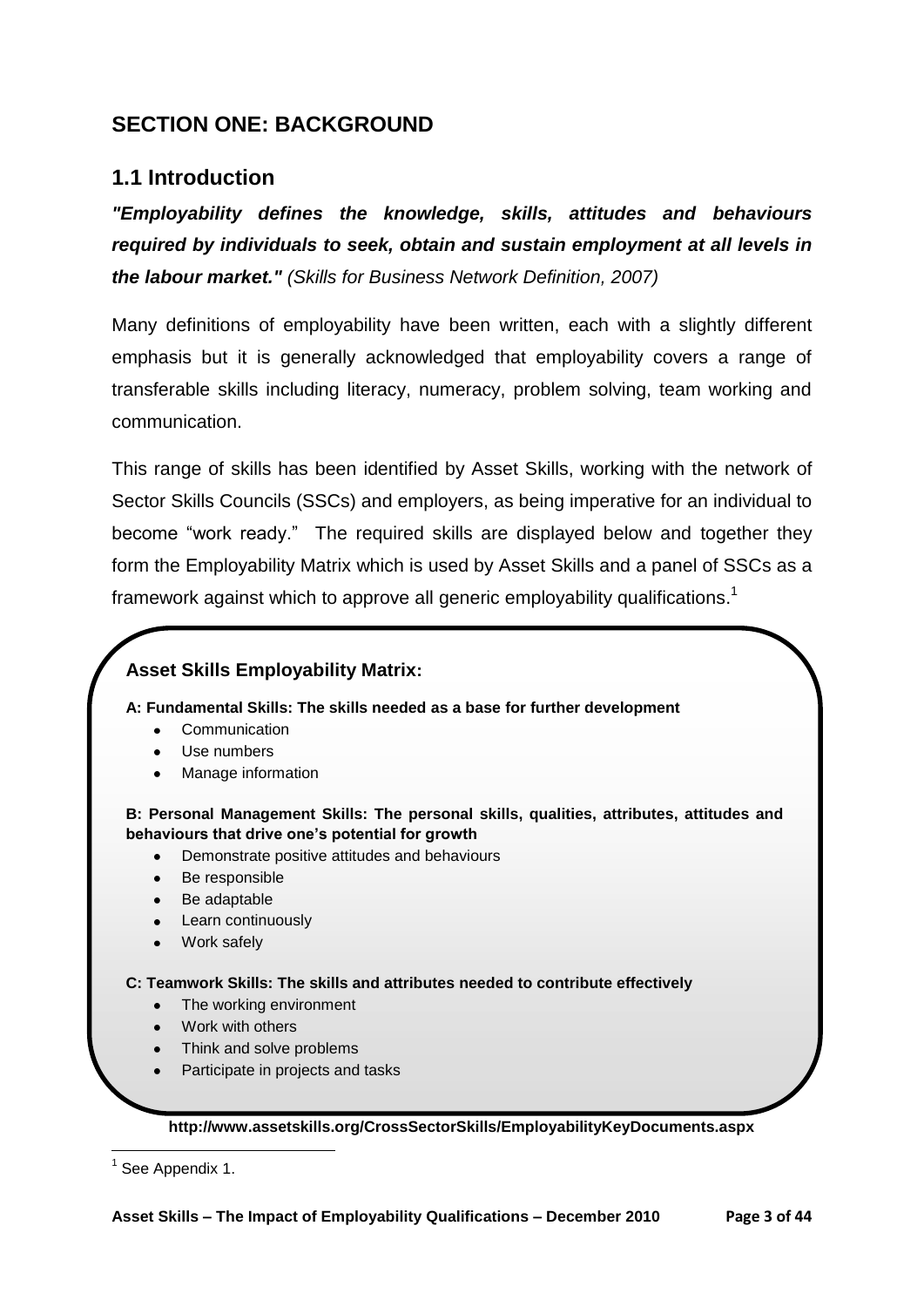# SECTION ONE: BACKGROUND

## 1.1 Introduction

***"Employability defines the knowledge, skills, attitudes and behaviours required by individuals to seek, obtain and sustain employment at all levels in the labour market."*** *(Skills for Business Network Definition, 2007)*

Many definitions of employability have been written, each with a slightly different emphasis but it is generally acknowledged that employability covers a range of transferable skills including literacy, numeracy, problem solving, team working and communication.

This range of skills has been identified by Asset Skills, working with the network of Sector Skills Councils (SSCs) and employers, as being imperative for an individual to become "work ready." The required skills are displayed below and together they form the Employability Matrix which is used by Asset Skills and a panel of SSCs as a framework against which to approve all generic employability qualifications.[1]

**Asset Skills Employability Matrix:**

**A: Fundamental Skills: The skills needed as a base for further development**

- Communication
- Use numbers
- Manage information

**B: Personal Management Skills: The personal skills, qualities, attributes, attitudes and behaviours that drive one's potential for growth**

- Demonstrate positive attitudes and behaviours
- Be responsible
- Be adaptable
- Learn continuously
- Work safely

**C: Teamwork Skills: The skills and attributes needed to contribute effectively**

- The working environment
- Work with others
- Think and solve problems
- Participate in projects and tasks

**http://www.assetskills.org/CrossSectorSkills/EmployabilityKeyDocuments.aspx**

[1] See Appendix 1.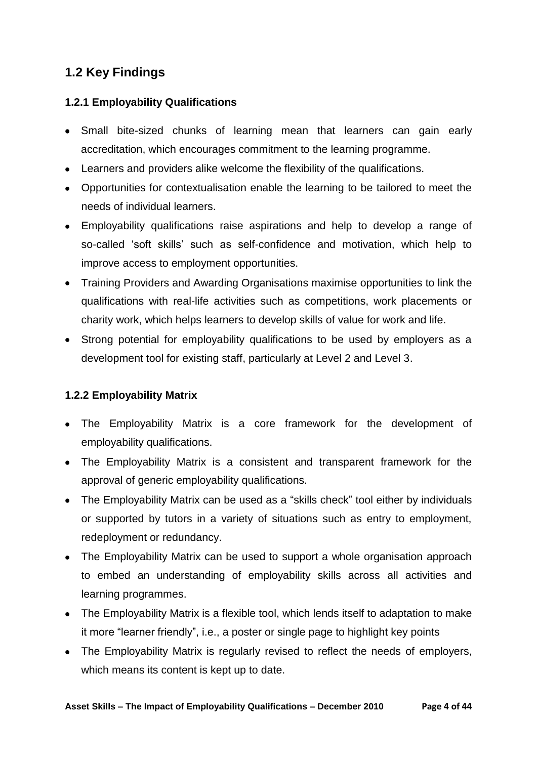## 1.2 Key Findings

### 1.2.1 Employability Qualifications

- Small bite-sized chunks of learning mean that learners can gain early accreditation, which encourages commitment to the learning programme.
- Learners and providers alike welcome the flexibility of the qualifications.
- Opportunities for contextualisation enable the learning to be tailored to meet the needs of individual learners.
- Employability qualifications raise aspirations and help to develop a range of so-called 'soft skills' such as self-confidence and motivation, which help to improve access to employment opportunities.
- Training Providers and Awarding Organisations maximise opportunities to link the qualifications with real-life activities such as competitions, work placements or charity work, which helps learners to develop skills of value for work and life.
- Strong potential for employability qualifications to be used by employers as a development tool for existing staff, particularly at Level 2 and Level 3.

### 1.2.2 Employability Matrix

- The Employability Matrix is a core framework for the development of employability qualifications.
- The Employability Matrix is a consistent and transparent framework for the approval of generic employability qualifications.
- The Employability Matrix can be used as a "skills check" tool either by individuals or supported by tutors in a variety of situations such as entry to employment, redeployment or redundancy.
- The Employability Matrix can be used to support a whole organisation approach to embed an understanding of employability skills across all activities and learning programmes.
- The Employability Matrix is a flexible tool, which lends itself to adaptation to make it more "learner friendly", i.e., a poster or single page to highlight key points
- The Employability Matrix is regularly revised to reflect the needs of employers, which means its content is kept up to date.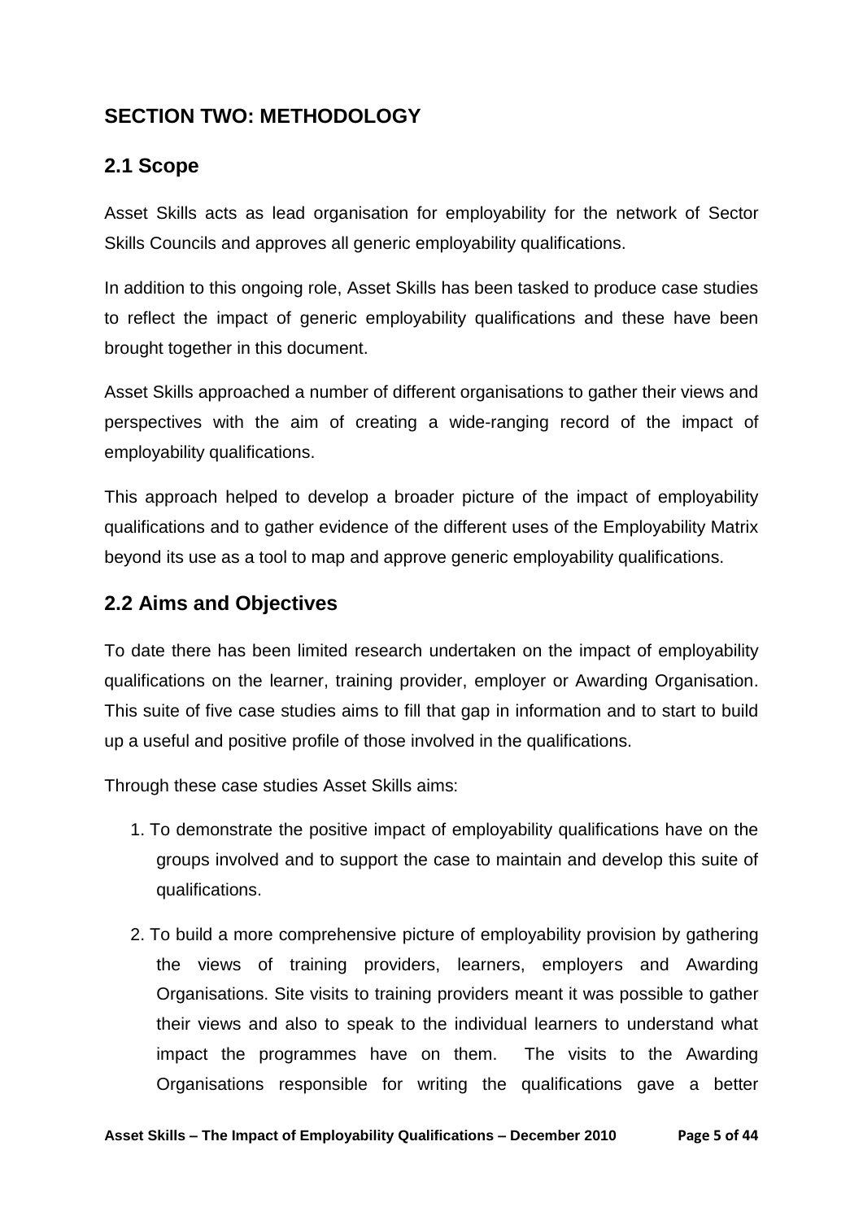## SECTION TWO: METHODOLOGY

### 2.1 Scope

Asset Skills acts as lead organisation for employability for the network of Sector Skills Councils and approves all generic employability qualifications.

In addition to this ongoing role, Asset Skills has been tasked to produce case studies to reflect the impact of generic employability qualifications and these have been brought together in this document.

Asset Skills approached a number of different organisations to gather their views and perspectives with the aim of creating a wide-ranging record of the impact of employability qualifications.

This approach helped to develop a broader picture of the impact of employability qualifications and to gather evidence of the different uses of the Employability Matrix beyond its use as a tool to map and approve generic employability qualifications.

### 2.2 Aims and Objectives

To date there has been limited research undertaken on the impact of employability qualifications on the learner, training provider, employer or Awarding Organisation. This suite of five case studies aims to fill that gap in information and to start to build up a useful and positive profile of those involved in the qualifications.

Through these case studies Asset Skills aims:

1. To demonstrate the positive impact of employability qualifications have on the groups involved and to support the case to maintain and develop this suite of qualifications.

2. To build a more comprehensive picture of employability provision by gathering the views of training providers, learners, employers and Awarding Organisations. Site visits to training providers meant it was possible to gather their views and also to speak to the individual learners to understand what impact the programmes have on them. The visits to the Awarding Organisations responsible for writing the qualifications gave a better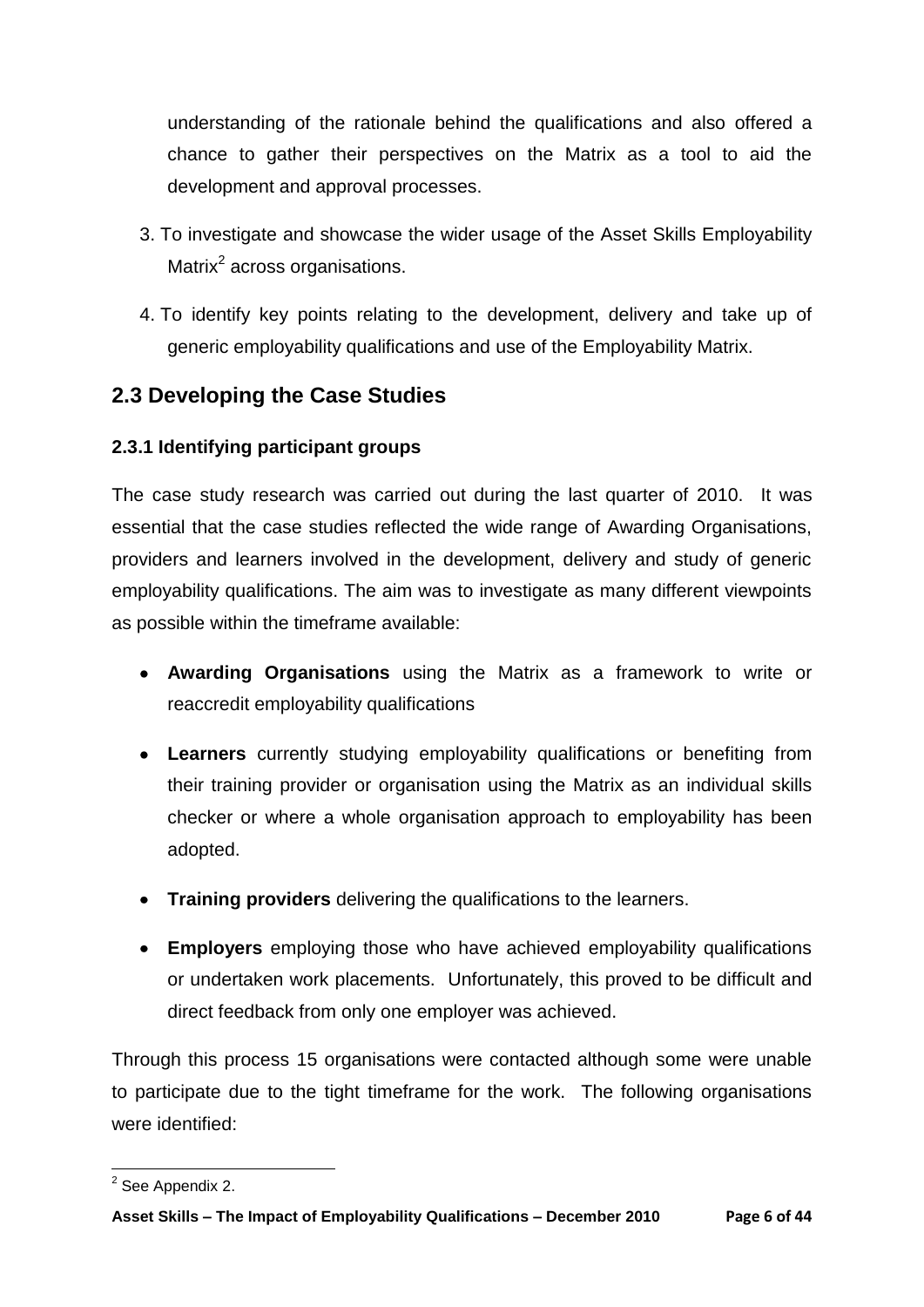understanding of the rationale behind the qualifications and also offered a chance to gather their perspectives on the Matrix as a tool to aid the development and approval processes.

3. To investigate and showcase the wider usage of the Asset Skills Employability Matrix[2] across organisations.

4. To identify key points relating to the development, delivery and take up of generic employability qualifications and use of the Employability Matrix.

## 2.3 Developing the Case Studies

### 2.3.1 Identifying participant groups

The case study research was carried out during the last quarter of 2010. It was essential that the case studies reflected the wide range of Awarding Organisations, providers and learners involved in the development, delivery and study of generic employability qualifications. The aim was to investigate as many different viewpoints as possible within the timeframe available:

- **Awarding Organisations** using the Matrix as a framework to write or reaccredit employability qualifications

- **Learners** currently studying employability qualifications or benefiting from their training provider or organisation using the Matrix as an individual skills checker or where a whole organisation approach to employability has been adopted.

- **Training providers** delivering the qualifications to the learners.

- **Employers** employing those who have achieved employability qualifications or undertaken work placements. Unfortunately, this proved to be difficult and direct feedback from only one employer was achieved.

Through this process 15 organisations were contacted although some were unable to participate due to the tight timeframe for the work. The following organisations were identified:

[2] See Appendix 2.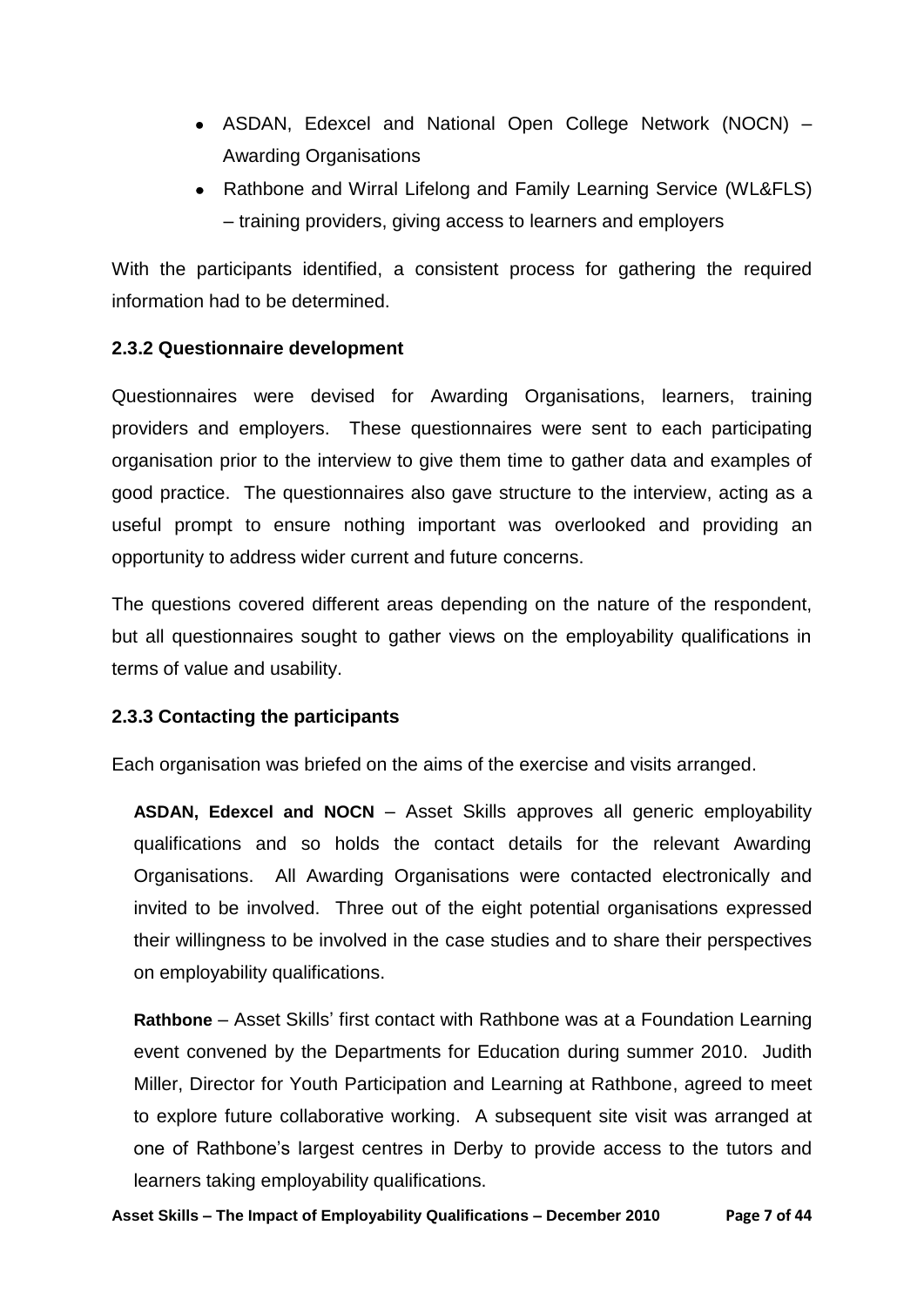- ASDAN, Edexcel and National Open College Network (NOCN) – Awarding Organisations
- Rathbone and Wirral Lifelong and Family Learning Service (WL&FLS) – training providers, giving access to learners and employers

With the participants identified, a consistent process for gathering the required information had to be determined.

### 2.3.2 Questionnaire development

Questionnaires were devised for Awarding Organisations, learners, training providers and employers. These questionnaires were sent to each participating organisation prior to the interview to give them time to gather data and examples of good practice. The questionnaires also gave structure to the interview, acting as a useful prompt to ensure nothing important was overlooked and providing an opportunity to address wider current and future concerns.

The questions covered different areas depending on the nature of the respondent, but all questionnaires sought to gather views on the employability qualifications in terms of value and usability.

### 2.3.3 Contacting the participants

Each organisation was briefed on the aims of the exercise and visits arranged.

**ASDAN, Edexcel and NOCN** – Asset Skills approves all generic employability qualifications and so holds the contact details for the relevant Awarding Organisations. All Awarding Organisations were contacted electronically and invited to be involved. Three out of the eight potential organisations expressed their willingness to be involved in the case studies and to share their perspectives on employability qualifications.

**Rathbone** – Asset Skills' first contact with Rathbone was at a Foundation Learning event convened by the Departments for Education during summer 2010. Judith Miller, Director for Youth Participation and Learning at Rathbone, agreed to meet to explore future collaborative working. A subsequent site visit was arranged at one of Rathbone's largest centres in Derby to provide access to the tutors and learners taking employability qualifications.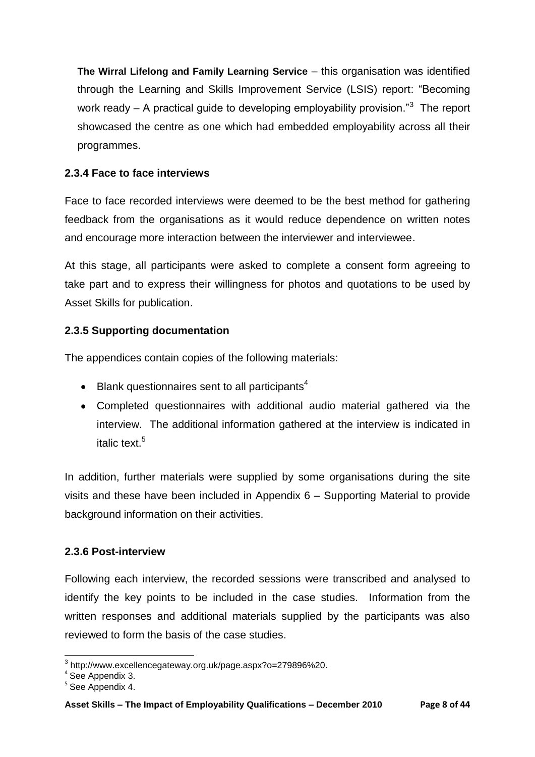**The Wirral Lifelong and Family Learning Service** – this organisation was identified through the Learning and Skills Improvement Service (LSIS) report: "Becoming work ready – A practical guide to developing employability provision."[3] The report showcased the centre as one which had embedded employability across all their programmes.

### 2.3.4 Face to face interviews

Face to face recorded interviews were deemed to be the best method for gathering feedback from the organisations as it would reduce dependence on written notes and encourage more interaction between the interviewer and interviewee.

At this stage, all participants were asked to complete a consent form agreeing to take part and to express their willingness for photos and quotations to be used by Asset Skills for publication.

### 2.3.5 Supporting documentation

The appendices contain copies of the following materials:

- Blank questionnaires sent to all participants[4]
- Completed questionnaires with additional audio material gathered via the interview. The additional information gathered at the interview is indicated in italic text.[5]

In addition, further materials were supplied by some organisations during the site visits and these have been included in Appendix 6 – Supporting Material to provide background information on their activities.

### 2.3.6 Post-interview

Following each interview, the recorded sessions were transcribed and analysed to identify the key points to be included in the case studies. Information from the written responses and additional materials supplied by the participants was also reviewed to form the basis of the case studies.

---

[3] http://www.excellencegateway.org.uk/page.aspx?o=279896%20.

[4] See Appendix 3.

[5] See Appendix 4.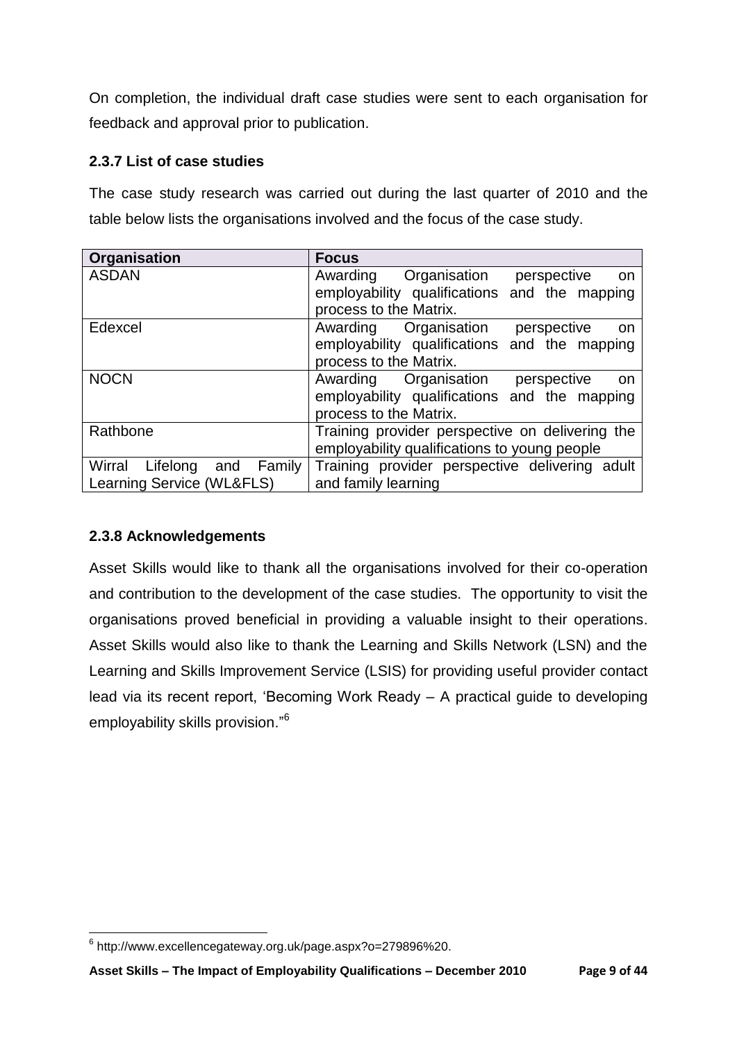On completion, the individual draft case studies were sent to each organisation for feedback and approval prior to publication.

### 2.3.7 List of case studies

The case study research was carried out during the last quarter of 2010 and the table below lists the organisations involved and the focus of the case study.

| Organisation | Focus |
|---|---|
| ASDAN | Awarding Organisation perspective on employability qualifications and the mapping process to the Matrix. |
| Edexcel | Awarding Organisation perspective on employability qualifications and the mapping process to the Matrix. |
| NOCN | Awarding Organisation perspective on employability qualifications and the mapping process to the Matrix. |
| Rathbone | Training provider perspective on delivering the employability qualifications to young people |
| Wirral Lifelong and Family Learning Service (WL&FLS) | Training provider perspective delivering adult and family learning |

### 2.3.8 Acknowledgements

Asset Skills would like to thank all the organisations involved for their co-operation and contribution to the development of the case studies. The opportunity to visit the organisations proved beneficial in providing a valuable insight to their operations. Asset Skills would also like to thank the Learning and Skills Network (LSN) and the Learning and Skills Improvement Service (LSIS) for providing useful provider contact lead via its recent report, 'Becoming Work Ready – A practical guide to developing employability skills provision."[6]

[6] http://www.excellencegateway.org.uk/page.aspx?o=279896%20.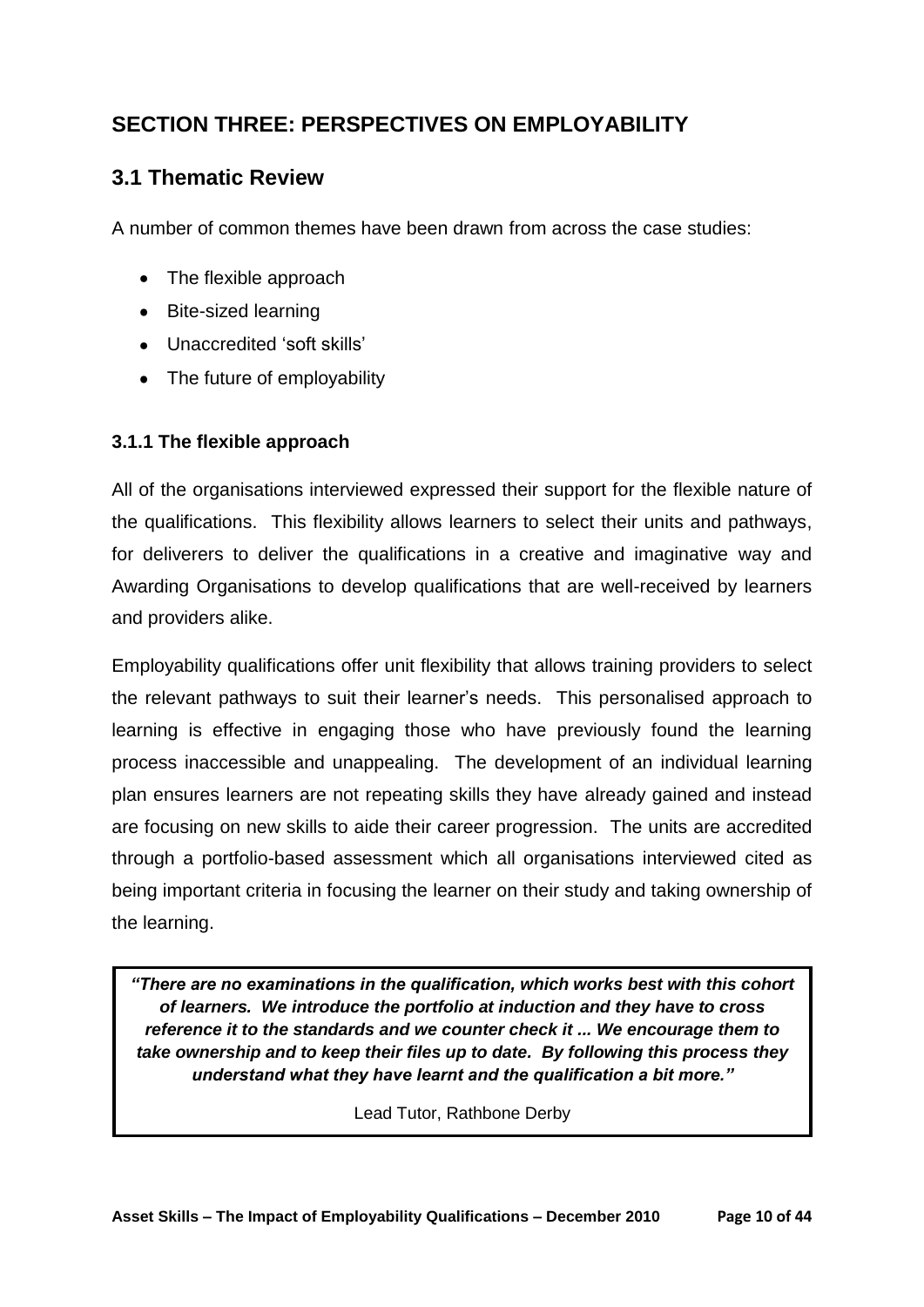# SECTION THREE: PERSPECTIVES ON EMPLOYABILITY

## 3.1 Thematic Review

A number of common themes have been drawn from across the case studies:

- The flexible approach
- Bite-sized learning
- Unaccredited 'soft skills'
- The future of employability

### 3.1.1 The flexible approach

All of the organisations interviewed expressed their support for the flexible nature of the qualifications. This flexibility allows learners to select their units and pathways, for deliverers to deliver the qualifications in a creative and imaginative way and Awarding Organisations to develop qualifications that are well-received by learners and providers alike.

Employability qualifications offer unit flexibility that allows training providers to select the relevant pathways to suit their learner's needs. This personalised approach to learning is effective in engaging those who have previously found the learning process inaccessible and unappealing. The development of an individual learning plan ensures learners are not repeating skills they have already gained and instead are focusing on new skills to aide their career progression. The units are accredited through a portfolio-based assessment which all organisations interviewed cited as being important criteria in focusing the learner on their study and taking ownership of the learning.

> ***"There are no examinations in the qualification, which works best with this cohort of learners. We introduce the portfolio at induction and they have to cross reference it to the standards and we counter check it ... We encourage them to take ownership and to keep their files up to date. By following this process they understand what they have learnt and the qualification a bit more."***
>
> Lead Tutor, Rathbone Derby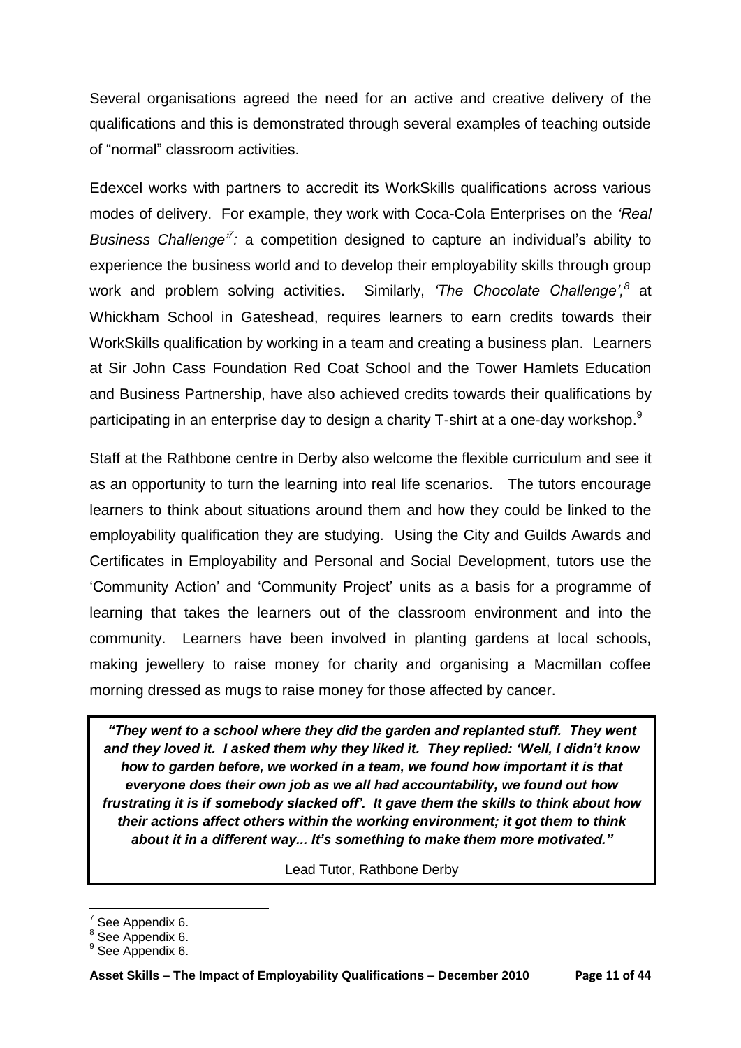Several organisations agreed the need for an active and creative delivery of the qualifications and this is demonstrated through several examples of teaching outside of "normal" classroom activities.

Edexcel works with partners to accredit its WorkSkills qualifications across various modes of delivery. For example, they work with Coca-Cola Enterprises on the *'Real Business Challenge'*[7]*:* a competition designed to capture an individual's ability to experience the business world and to develop their employability skills through group work and problem solving activities. Similarly, *'The Chocolate Challenge',*[8] at Whickham School in Gateshead, requires learners to earn credits towards their WorkSkills qualification by working in a team and creating a business plan. Learners at Sir John Cass Foundation Red Coat School and the Tower Hamlets Education and Business Partnership, have also achieved credits towards their qualifications by participating in an enterprise day to design a charity T-shirt at a one-day workshop.[9]

Staff at the Rathbone centre in Derby also welcome the flexible curriculum and see it as an opportunity to turn the learning into real life scenarios. The tutors encourage learners to think about situations around them and how they could be linked to the employability qualification they are studying. Using the City and Guilds Awards and Certificates in Employability and Personal and Social Development, tutors use the 'Community Action' and 'Community Project' units as a basis for a programme of learning that takes the learners out of the classroom environment and into the community. Learners have been involved in planting gardens at local schools, making jewellery to raise money for charity and organising a Macmillan coffee morning dressed as mugs to raise money for those affected by cancer.

> ***"They went to a school where they did the garden and replanted stuff. They went and they loved it. I asked them why they liked it. They replied: 'Well, I didn't know how to garden before, we worked in a team, we found how important it is that everyone does their own job as we all had accountability, we found out how frustrating it is if somebody slacked off'. It gave them the skills to think about how their actions affect others within the working environment; it got them to think about it in a different way... It's something to make them more motivated."***
>
> Lead Tutor, Rathbone Derby

---

[7] See Appendix 6.

[8] See Appendix 6.

[9] See Appendix 6.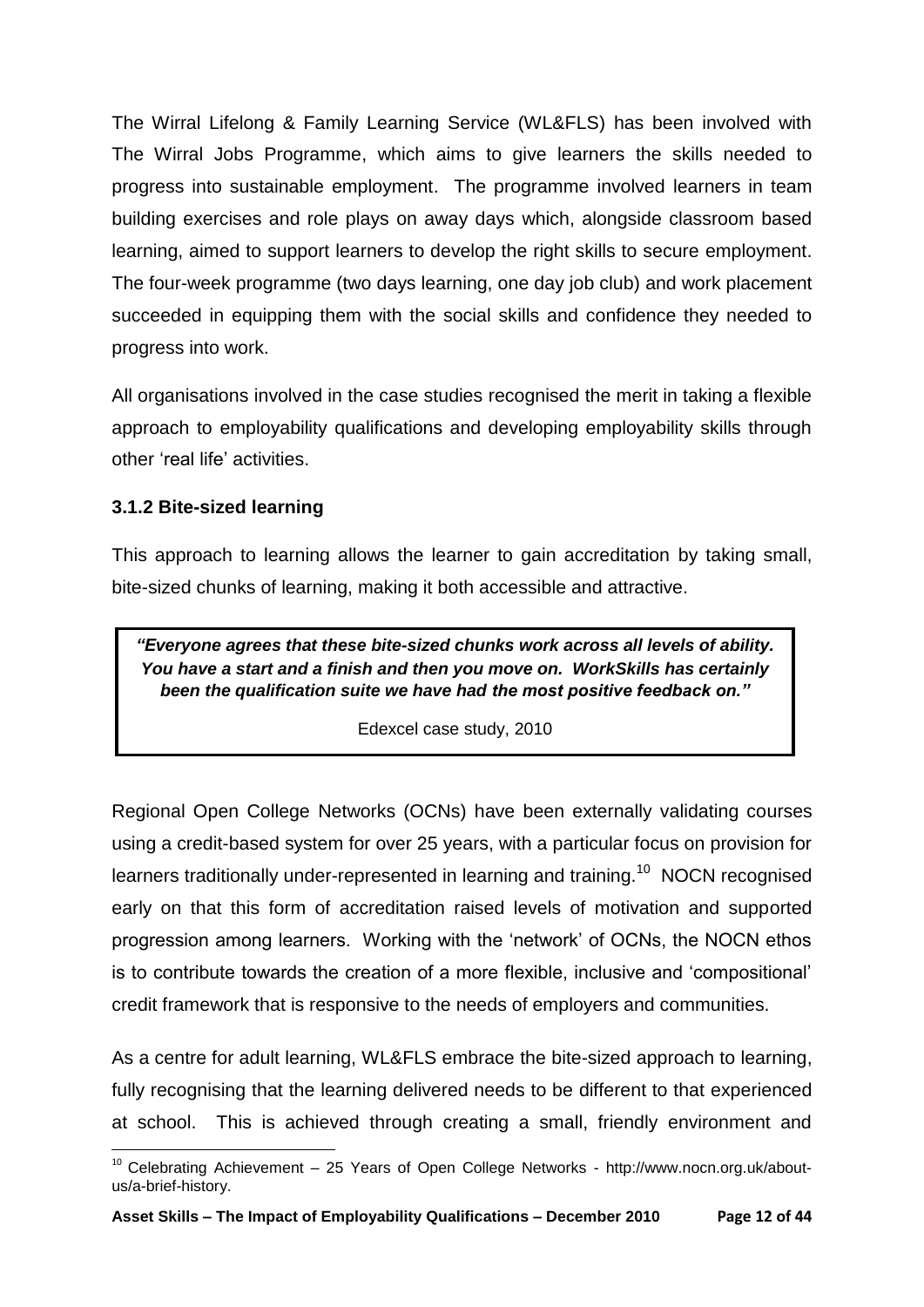The Wirral Lifelong & Family Learning Service (WL&FLS) has been involved with The Wirral Jobs Programme, which aims to give learners the skills needed to progress into sustainable employment. The programme involved learners in team building exercises and role plays on away days which, alongside classroom based learning, aimed to support learners to develop the right skills to secure employment. The four-week programme (two days learning, one day job club) and work placement succeeded in equipping them with the social skills and confidence they needed to progress into work.

All organisations involved in the case studies recognised the merit in taking a flexible approach to employability qualifications and developing employability skills through other 'real life' activities.

### 3.1.2 Bite-sized learning

This approach to learning allows the learner to gain accreditation by taking small, bite-sized chunks of learning, making it both accessible and attractive.

> ***"Everyone agrees that these bite-sized chunks work across all levels of ability. You have a start and a finish and then you move on. WorkSkills has certainly been the qualification suite we have had the most positive feedback on."***
>
> Edexcel case study, 2010

Regional Open College Networks (OCNs) have been externally validating courses using a credit-based system for over 25 years, with a particular focus on provision for learners traditionally under-represented in learning and training.[10] NOCN recognised early on that this form of accreditation raised levels of motivation and supported progression among learners. Working with the 'network' of OCNs, the NOCN ethos is to contribute towards the creation of a more flexible, inclusive and 'compositional' credit framework that is responsive to the needs of employers and communities.

As a centre for adult learning, WL&FLS embrace the bite-sized approach to learning, fully recognising that the learning delivered needs to be different to that experienced at school. This is achieved through creating a small, friendly environment and

[10] Celebrating Achievement – 25 Years of Open College Networks - http://www.nocn.org.uk/about-us/a-brief-history.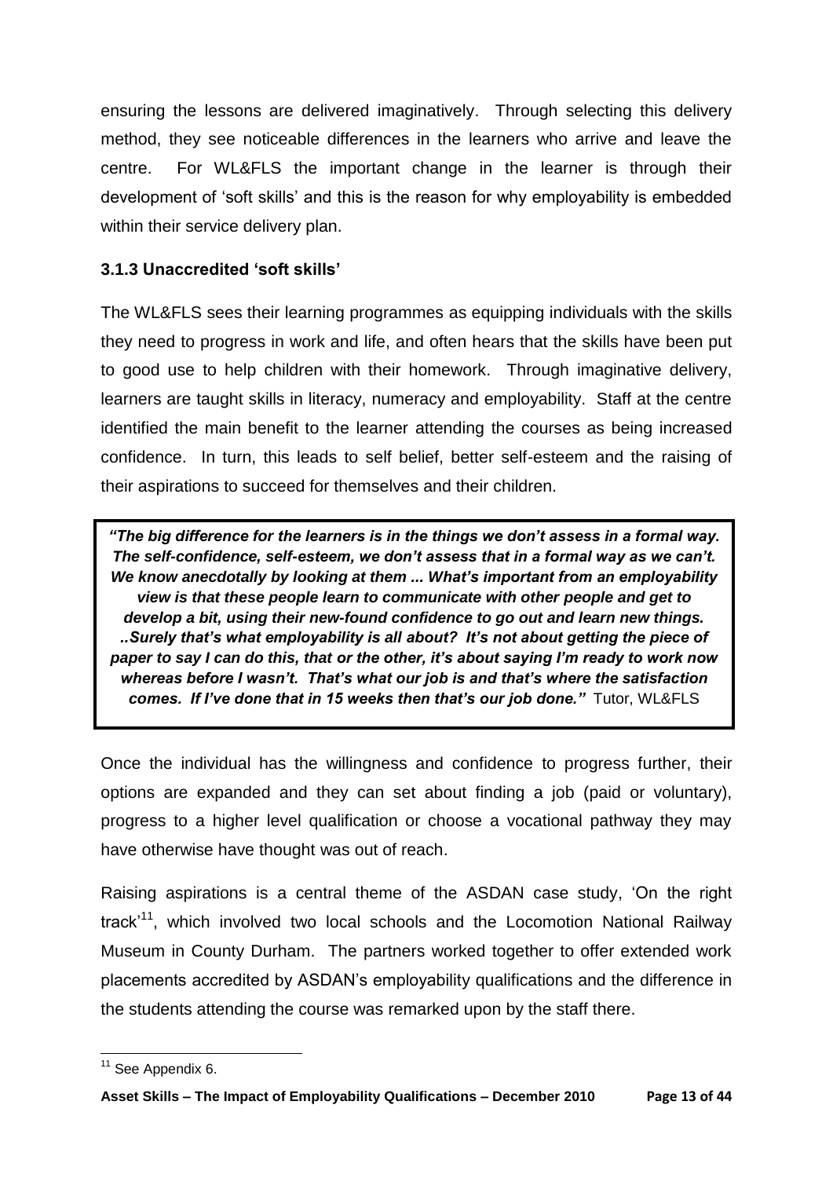ensuring the lessons are delivered imaginatively. Through selecting this delivery method, they see noticeable differences in the learners who arrive and leave the centre. For WL&FLS the important change in the learner is through their development of 'soft skills' and this is the reason for why employability is embedded within their service delivery plan.

### 3.1.3 Unaccredited 'soft skills'

The WL&FLS sees their learning programmes as equipping individuals with the skills they need to progress in work and life, and often hears that the skills have been put to good use to help children with their homework. Through imaginative delivery, learners are taught skills in literacy, numeracy and employability. Staff at the centre identified the main benefit to the learner attending the courses as being increased confidence. In turn, this leads to self belief, better self-esteem and the raising of their aspirations to succeed for themselves and their children.

> ***"The big difference for the learners is in the things we don't assess in a formal way. The self-confidence, self-esteem, we don't assess that in a formal way as we can't. We know anecdotally by looking at them ... What's important from an employability view is that these people learn to communicate with other people and get to develop a bit, using their new-found confidence to go out and learn new things. ..Surely that's what employability is all about? It's not about getting the piece of paper to say I can do this, that or the other, it's about saying I'm ready to work now whereas before I wasn't. That's what our job is and that's where the satisfaction comes. If I've done that in 15 weeks then that's our job done."*** Tutor, WL&FLS

Once the individual has the willingness and confidence to progress further, their options are expanded and they can set about finding a job (paid or voluntary), progress to a higher level qualification or choose a vocational pathway they may have otherwise have thought was out of reach.

Raising aspirations is a central theme of the ASDAN case study, 'On the right track'[11], which involved two local schools and the Locomotion National Railway Museum in County Durham. The partners worked together to offer extended work placements accredited by ASDAN's employability qualifications and the difference in the students attending the course was remarked upon by the staff there.

[11] See Appendix 6.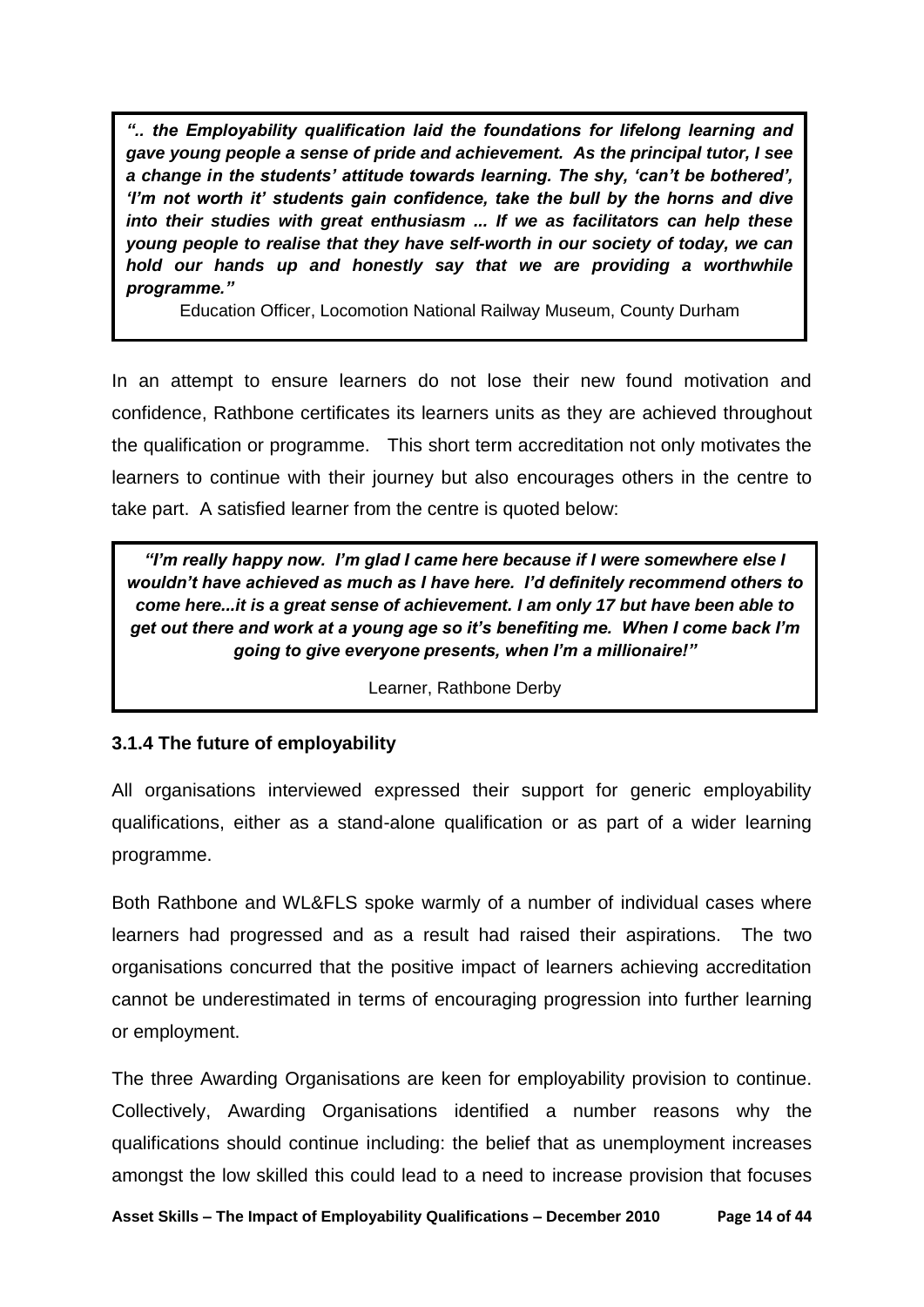> ***".. the Employability qualification laid the foundations for lifelong learning and gave young people a sense of pride and achievement. As the principal tutor, I see a change in the students' attitude towards learning. The shy, 'can't be bothered', 'I'm not worth it' students gain confidence, take the bull by the horns and dive into their studies with great enthusiasm ... If we as facilitators can help these young people to realise that they have self-worth in our society of today, we can hold our hands up and honestly say that we are providing a worthwhile programme."***
>
> Education Officer, Locomotion National Railway Museum, County Durham

In an attempt to ensure learners do not lose their new found motivation and confidence, Rathbone certificates its learners units as they are achieved throughout the qualification or programme. This short term accreditation not only motivates the learners to continue with their journey but also encourages others in the centre to take part. A satisfied learner from the centre is quoted below:

> ***"I'm really happy now. I'm glad I came here because if I were somewhere else I wouldn't have achieved as much as I have here. I'd definitely recommend others to come here...it is a great sense of achievement. I am only 17 but have been able to get out there and work at a young age so it's benefiting me. When I come back I'm going to give everyone presents, when I'm a millionaire!"***
>
> Learner, Rathbone Derby

### 3.1.4 The future of employability

All organisations interviewed expressed their support for generic employability qualifications, either as a stand-alone qualification or as part of a wider learning programme.

Both Rathbone and WL&FLS spoke warmly of a number of individual cases where learners had progressed and as a result had raised their aspirations. The two organisations concurred that the positive impact of learners achieving accreditation cannot be underestimated in terms of encouraging progression into further learning or employment.

The three Awarding Organisations are keen for employability provision to continue. Collectively, Awarding Organisations identified a number reasons why the qualifications should continue including: the belief that as unemployment increases amongst the low skilled this could lead to a need to increase provision that focuses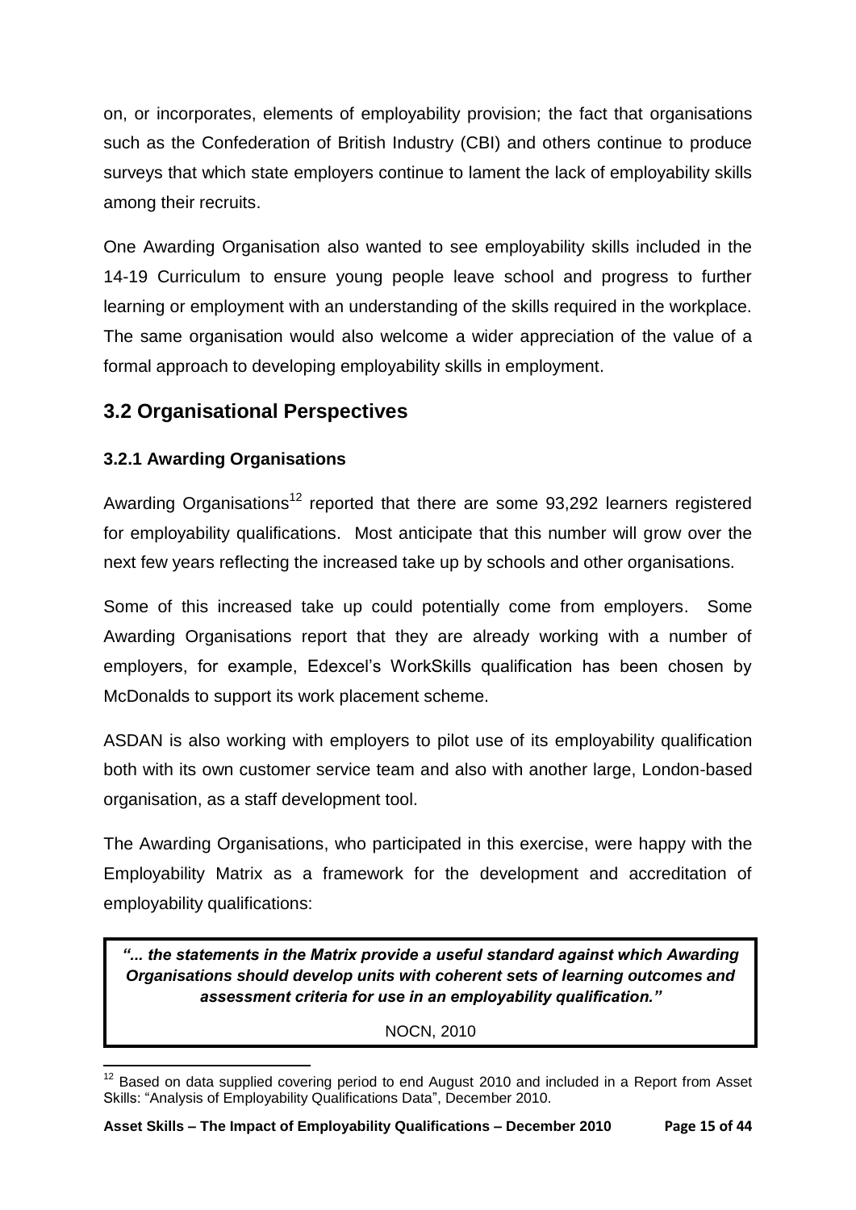on, or incorporates, elements of employability provision; the fact that organisations such as the Confederation of British Industry (CBI) and others continue to produce surveys that which state employers continue to lament the lack of employability skills among their recruits.

One Awarding Organisation also wanted to see employability skills included in the 14-19 Curriculum to ensure young people leave school and progress to further learning or employment with an understanding of the skills required in the workplace. The same organisation would also welcome a wider appreciation of the value of a formal approach to developing employability skills in employment.

## 3.2 Organisational Perspectives

### 3.2.1 Awarding Organisations

Awarding Organisations[12] reported that there are some 93,292 learners registered for employability qualifications. Most anticipate that this number will grow over the next few years reflecting the increased take up by schools and other organisations.

Some of this increased take up could potentially come from employers. Some Awarding Organisations report that they are already working with a number of employers, for example, Edexcel's WorkSkills qualification has been chosen by McDonalds to support its work placement scheme.

ASDAN is also working with employers to pilot use of its employability qualification both with its own customer service team and also with another large, London-based organisation, as a staff development tool.

The Awarding Organisations, who participated in this exercise, were happy with the Employability Matrix as a framework for the development and accreditation of employability qualifications:

> ***"... the statements in the Matrix provide a useful standard against which Awarding Organisations should develop units with coherent sets of learning outcomes and assessment criteria for use in an employability qualification."***
>
> NOCN, 2010

[12] Based on data supplied covering period to end August 2010 and included in a Report from Asset Skills: "Analysis of Employability Qualifications Data", December 2010.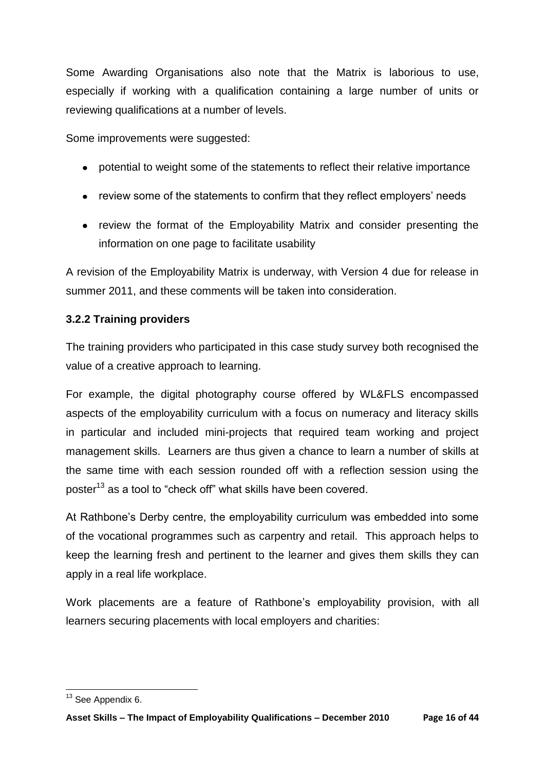Some Awarding Organisations also note that the Matrix is laborious to use, especially if working with a qualification containing a large number of units or reviewing qualifications at a number of levels.

Some improvements were suggested:

- potential to weight some of the statements to reflect their relative importance
- review some of the statements to confirm that they reflect employers' needs
- review the format of the Employability Matrix and consider presenting the information on one page to facilitate usability

A revision of the Employability Matrix is underway, with Version 4 due for release in summer 2011, and these comments will be taken into consideration.

### 3.2.2 Training providers

The training providers who participated in this case study survey both recognised the value of a creative approach to learning.

For example, the digital photography course offered by WL&FLS encompassed aspects of the employability curriculum with a focus on numeracy and literacy skills in particular and included mini-projects that required team working and project management skills. Learners are thus given a chance to learn a number of skills at the same time with each session rounded off with a reflection session using the poster[13] as a tool to "check off" what skills have been covered.

At Rathbone's Derby centre, the employability curriculum was embedded into some of the vocational programmes such as carpentry and retail. This approach helps to keep the learning fresh and pertinent to the learner and gives them skills they can apply in a real life workplace.

Work placements are a feature of Rathbone's employability provision, with all learners securing placements with local employers and charities:

[13] See Appendix 6.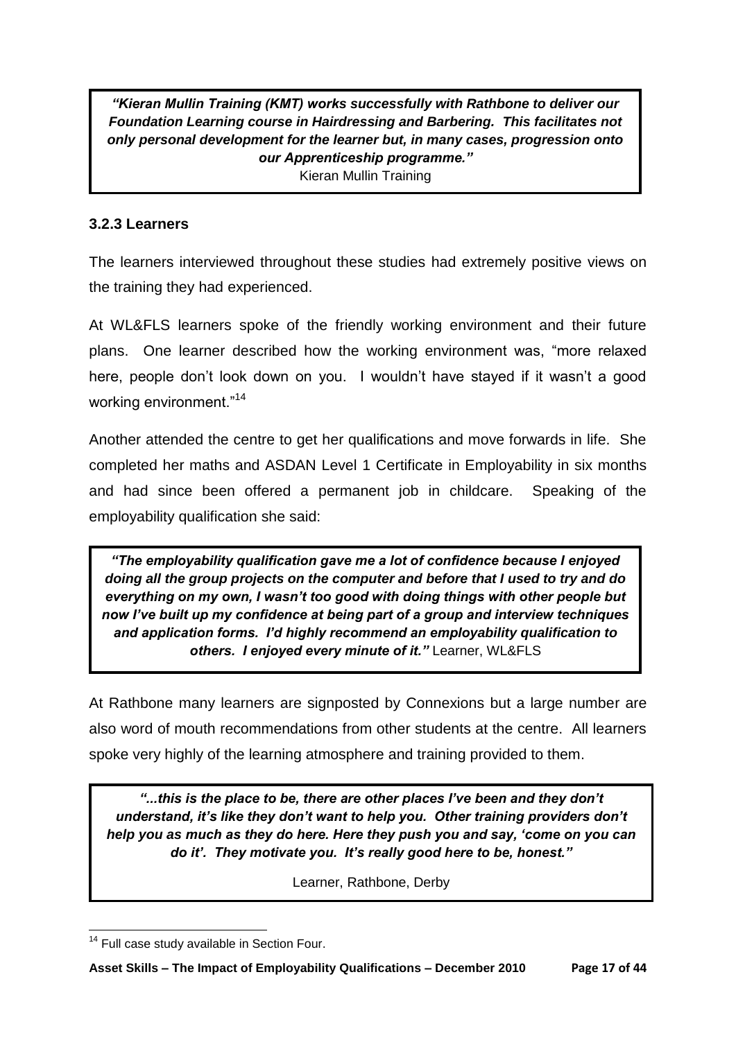> ***"Kieran Mullin Training (KMT) works successfully with Rathbone to deliver our Foundation Learning course in Hairdressing and Barbering. This facilitates not only personal development for the learner but, in many cases, progression onto our Apprenticeship programme."***
> Kieran Mullin Training

### 3.2.3 Learners

The learners interviewed throughout these studies had extremely positive views on the training they had experienced.

At WL&FLS learners spoke of the friendly working environment and their future plans. One learner described how the working environment was, "more relaxed here, people don't look down on you. I wouldn't have stayed if it wasn't a good working environment."[14]

Another attended the centre to get her qualifications and move forwards in life. She completed her maths and ASDAN Level 1 Certificate in Employability in six months and had since been offered a permanent job in childcare. Speaking of the employability qualification she said:

> ***"The employability qualification gave me a lot of confidence because I enjoyed doing all the group projects on the computer and before that I used to try and do everything on my own, I wasn't too good with doing things with other people but now I've built up my confidence at being part of a group and interview techniques and application forms. I'd highly recommend an employability qualification to others. I enjoyed every minute of it."*** Learner, WL&FLS

At Rathbone many learners are signposted by Connexions but a large number are also word of mouth recommendations from other students at the centre. All learners spoke very highly of the learning atmosphere and training provided to them.

> ***"...this is the place to be, there are other places I've been and they don't understand, it's like they don't want to help you. Other training providers don't help you as much as they do here. Here they push you and say, 'come on you can do it'. They motivate you. It's really good here to be, honest."***
>
> Learner, Rathbone, Derby

[14] Full case study available in Section Four.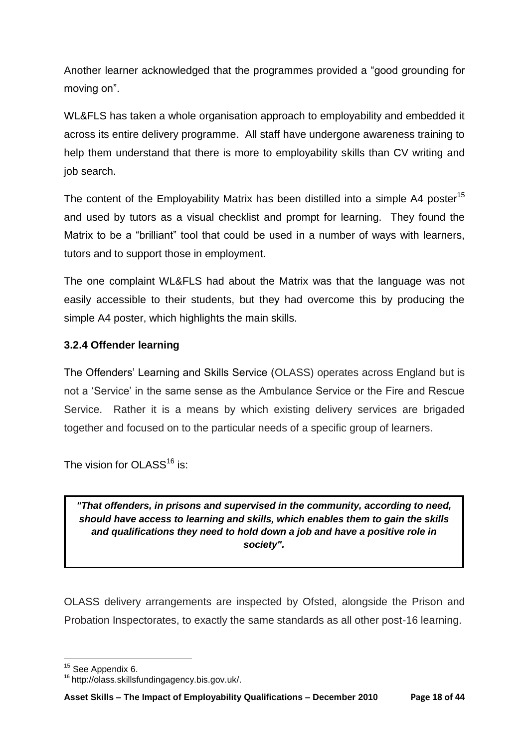Another learner acknowledged that the programmes provided a “good grounding for moving on”.

WL&FLS has taken a whole organisation approach to employability and embedded it across its entire delivery programme. All staff have undergone awareness training to help them understand that there is more to employability skills than CV writing and job search.

The content of the Employability Matrix has been distilled into a simple A4 poster[15] and used by tutors as a visual checklist and prompt for learning. They found the Matrix to be a “brilliant” tool that could be used in a number of ways with learners, tutors and to support those in employment.

The one complaint WL&FLS had about the Matrix was that the language was not easily accessible to their students, but they had overcome this by producing the simple A4 poster, which highlights the main skills.

### 3.2.4 Offender learning

The Offenders’ Learning and Skills Service (OLASS) operates across England but is not a ‘Service’ in the same sense as the Ambulance Service or the Fire and Rescue Service. Rather it is a means by which existing delivery services are brigaded together and focused on to the particular needs of a specific group of learners.

The vision for OLASS[16] is:

> ***"That offenders, in prisons and supervised in the community, according to need, should have access to learning and skills, which enables them to gain the skills and qualifications they need to hold down a job and have a positive role in society".***

OLASS delivery arrangements are inspected by Ofsted, alongside the Prison and Probation Inspectorates, to exactly the same standards as all other post-16 learning.

---

[15] See Appendix 6.

[16] http://olass.skillsfundingagency.bis.gov.uk/.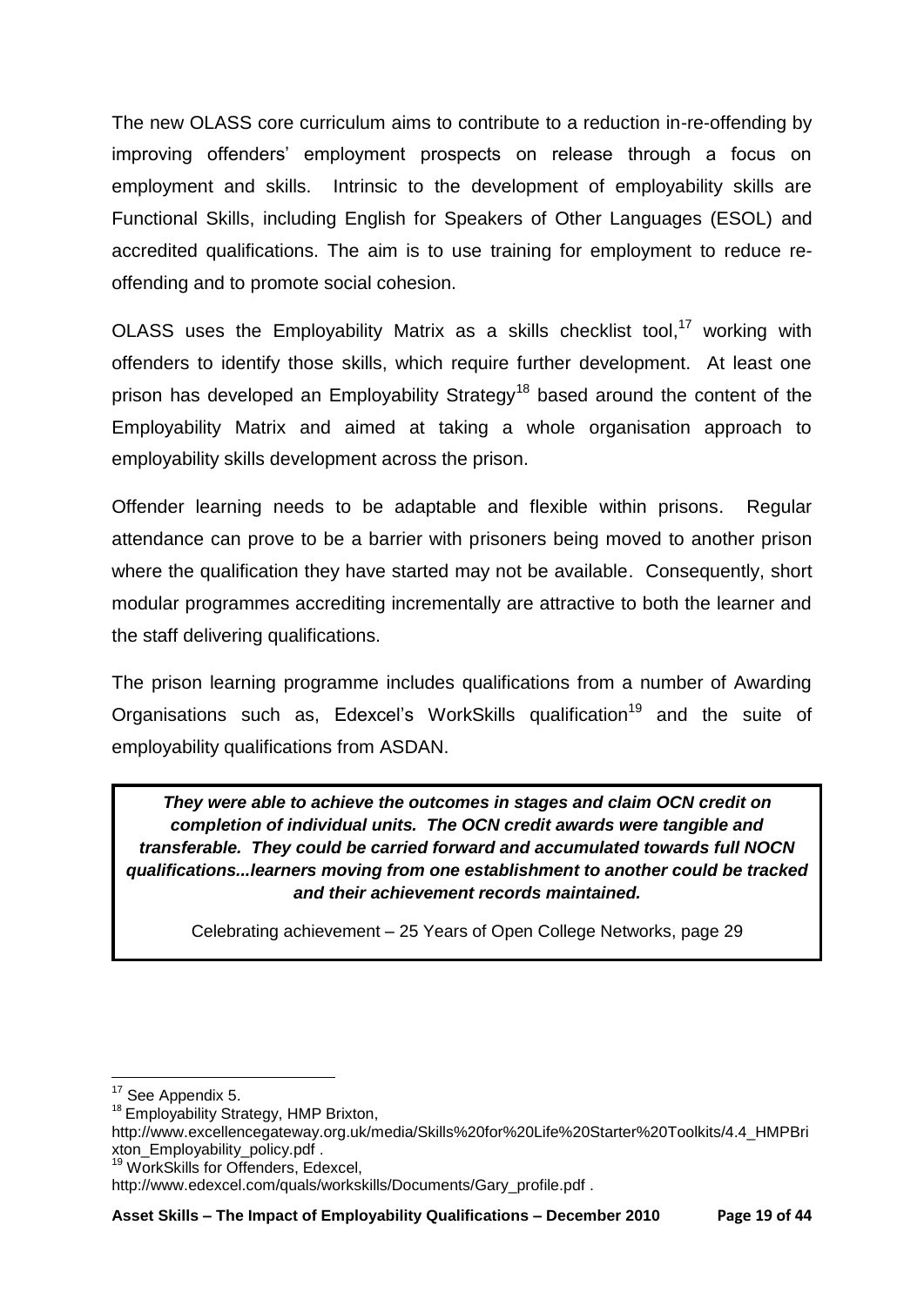The new OLASS core curriculum aims to contribute to a reduction in-re-offending by improving offenders' employment prospects on release through a focus on employment and skills. Intrinsic to the development of employability skills are Functional Skills, including English for Speakers of Other Languages (ESOL) and accredited qualifications. The aim is to use training for employment to reduce re-offending and to promote social cohesion.

OLASS uses the Employability Matrix as a skills checklist tool,[17] working with offenders to identify those skills, which require further development. At least one prison has developed an Employability Strategy[18] based around the content of the Employability Matrix and aimed at taking a whole organisation approach to employability skills development across the prison.

Offender learning needs to be adaptable and flexible within prisons. Regular attendance can prove to be a barrier with prisoners being moved to another prison where the qualification they have started may not be available. Consequently, short modular programmes accrediting incrementally are attractive to both the learner and the staff delivering qualifications.

The prison learning programme includes qualifications from a number of Awarding Organisations such as, Edexcel's WorkSkills qualification[19] and the suite of employability qualifications from ASDAN.

> ***They were able to achieve the outcomes in stages and claim OCN credit on completion of individual units. The OCN credit awards were tangible and transferable. They could be carried forward and accumulated towards full NOCN qualifications...learners moving from one establishment to another could be tracked and their achievement records maintained.***
>
> Celebrating achievement – 25 Years of Open College Networks, page 29

---

[17] See Appendix 5.

[18] Employability Strategy, HMP Brixton, http://www.excellencegateway.org.uk/media/Skills%20for%20Life%20Starter%20Toolkits/4.4_HMPBrixton_Employability_policy.pdf .

[19] WorkSkills for Offenders, Edexcel, http://www.edexcel.com/quals/workskills/Documents/Gary_profile.pdf .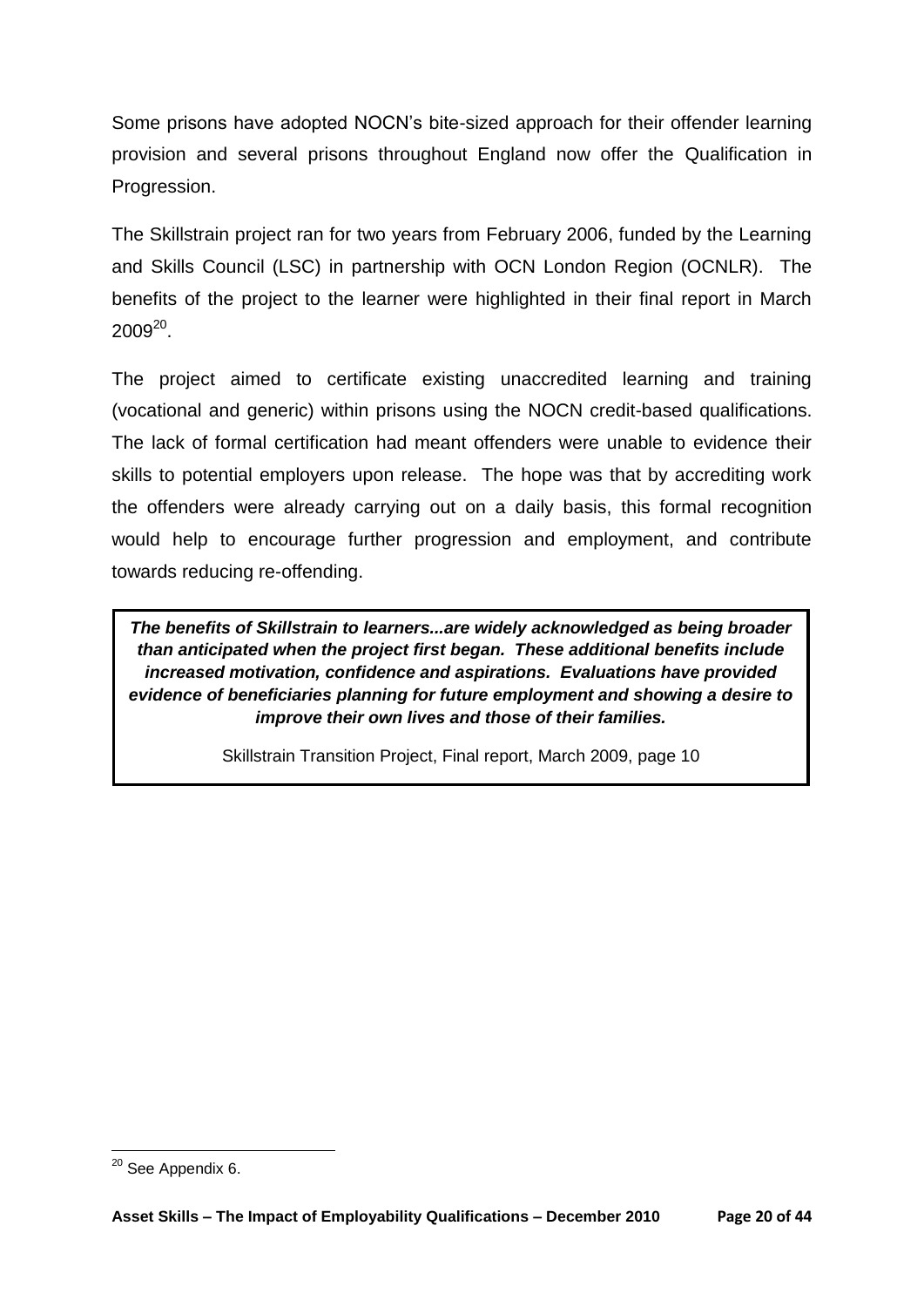Some prisons have adopted NOCN's bite-sized approach for their offender learning provision and several prisons throughout England now offer the Qualification in Progression.

The Skillstrain project ran for two years from February 2006, funded by the Learning and Skills Council (LSC) in partnership with OCN London Region (OCNLR). The benefits of the project to the learner were highlighted in their final report in March 2009[20].

The project aimed to certificate existing unaccredited learning and training (vocational and generic) within prisons using the NOCN credit-based qualifications. The lack of formal certification had meant offenders were unable to evidence their skills to potential employers upon release. The hope was that by accrediting work the offenders were already carrying out on a daily basis, this formal recognition would help to encourage further progression and employment, and contribute towards reducing re-offending.

> ***The benefits of Skillstrain to learners...are widely acknowledged as being broader than anticipated when the project first began. These additional benefits include increased motivation, confidence and aspirations. Evaluations have provided evidence of beneficiaries planning for future employment and showing a desire to improve their own lives and those of their families.***
>
> Skillstrain Transition Project, Final report, March 2009, page 10

[20] See Appendix 6.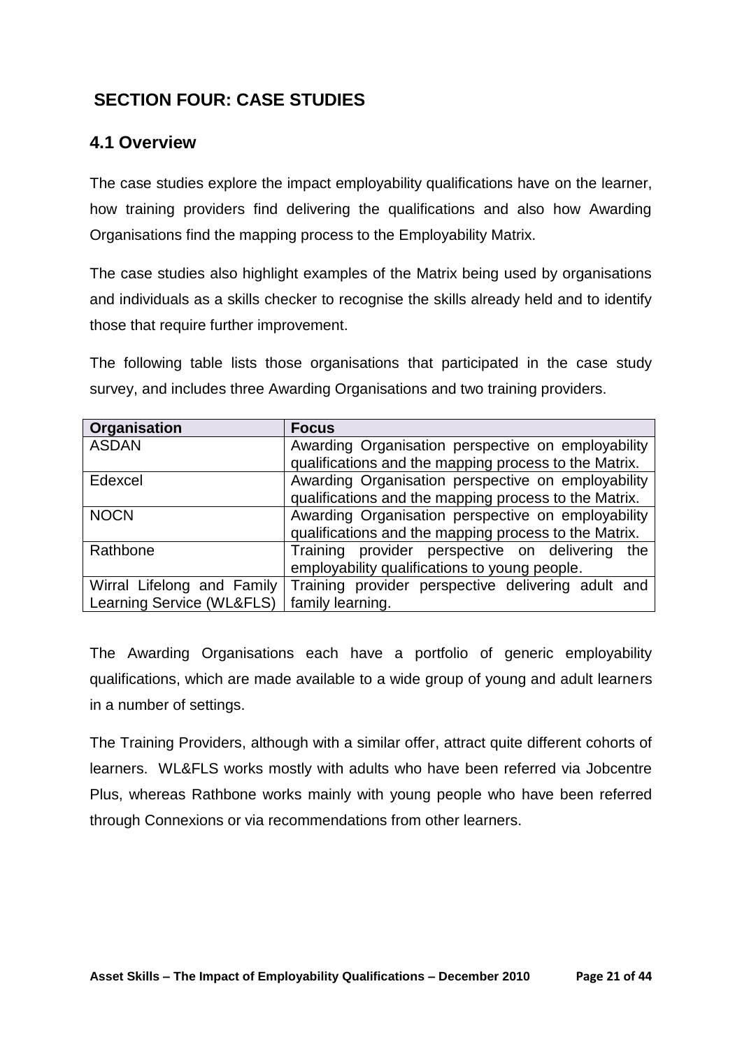## SECTION FOUR: CASE STUDIES

### 4.1 Overview

The case studies explore the impact employability qualifications have on the learner, how training providers find delivering the qualifications and also how Awarding Organisations find the mapping process to the Employability Matrix.

The case studies also highlight examples of the Matrix being used by organisations and individuals as a skills checker to recognise the skills already held and to identify those that require further improvement.

The following table lists those organisations that participated in the case study survey, and includes three Awarding Organisations and two training providers.

| Organisation | Focus |
|---|---|
| ASDAN | Awarding Organisation perspective on employability qualifications and the mapping process to the Matrix. |
| Edexcel | Awarding Organisation perspective on employability qualifications and the mapping process to the Matrix. |
| NOCN | Awarding Organisation perspective on employability qualifications and the mapping process to the Matrix. |
| Rathbone | Training provider perspective on delivering the employability qualifications to young people. |
| Wirral Lifelong and Family Learning Service (WL&FLS) | Training provider perspective delivering adult and family learning. |

The Awarding Organisations each have a portfolio of generic employability qualifications, which are made available to a wide group of young and adult learners in a number of settings.

The Training Providers, although with a similar offer, attract quite different cohorts of learners. WL&FLS works mostly with adults who have been referred via Jobcentre Plus, whereas Rathbone works mainly with young people who have been referred through Connexions or via recommendations from other learners.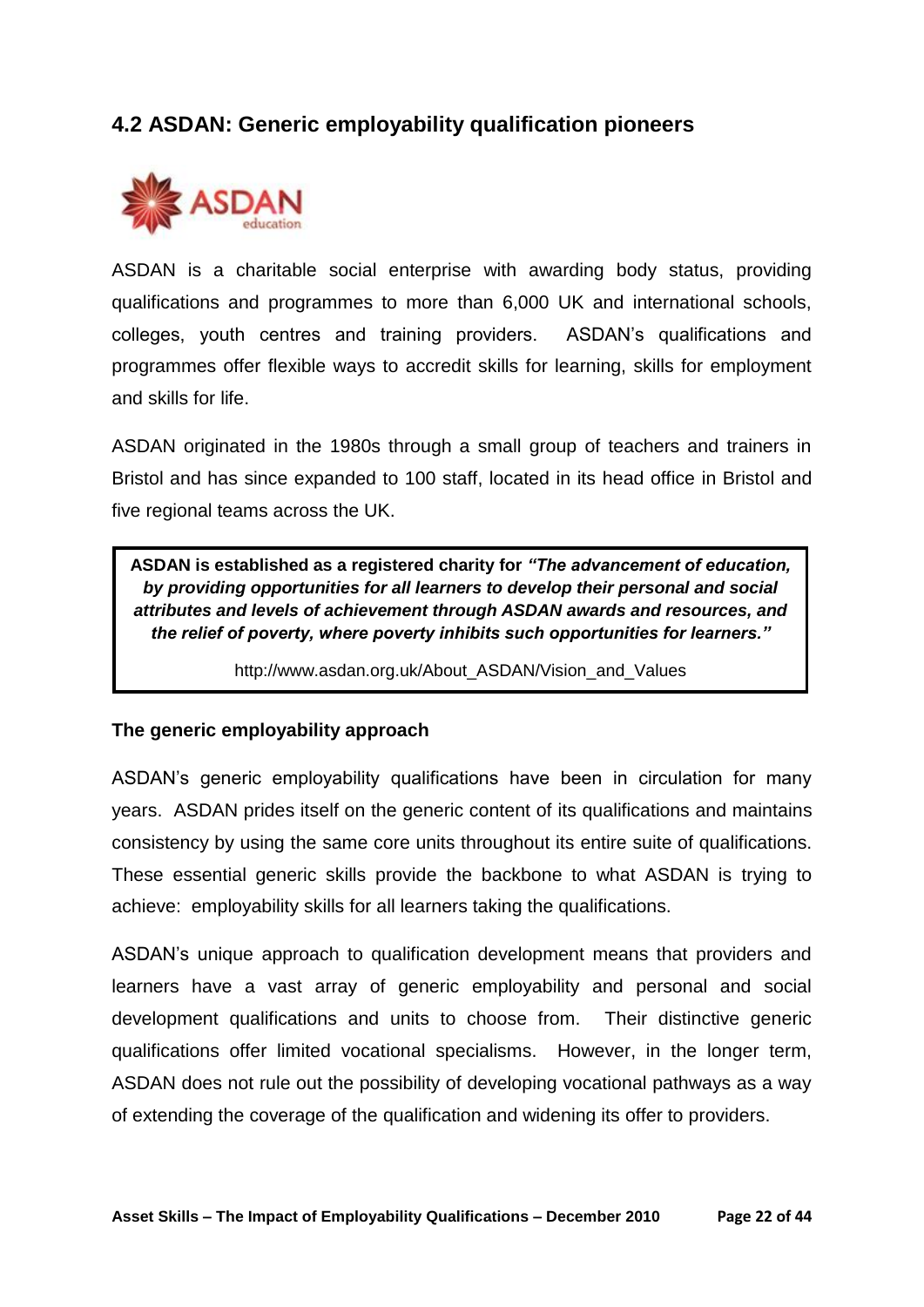## 4.2 ASDAN: Generic employability qualification pioneers

ASDAN is a charitable social enterprise with awarding body status, providing qualifications and programmes to more than 6,000 UK and international schools, colleges, youth centres and training providers. ASDAN's qualifications and programmes offer flexible ways to accredit skills for learning, skills for employment and skills for life.

ASDAN originated in the 1980s through a small group of teachers and trainers in Bristol and has since expanded to 100 staff, located in its head office in Bristol and five regional teams across the UK.

> **ASDAN is established as a registered charity for *"The advancement of education, by providing opportunities for all learners to develop their personal and social attributes and levels of achievement through ASDAN awards and resources, and the relief of poverty, where poverty inhibits such opportunities for learners."***
>
> http://www.asdan.org.uk/About_ASDAN/Vision_and_Values

**The generic employability approach**

ASDAN's generic employability qualifications have been in circulation for many years. ASDAN prides itself on the generic content of its qualifications and maintains consistency by using the same core units throughout its entire suite of qualifications. These essential generic skills provide the backbone to what ASDAN is trying to achieve: employability skills for all learners taking the qualifications.

ASDAN's unique approach to qualification development means that providers and learners have a vast array of generic employability and personal and social development qualifications and units to choose from. Their distinctive generic qualifications offer limited vocational specialisms. However, in the longer term, ASDAN does not rule out the possibility of developing vocational pathways as a way of extending the coverage of the qualification and widening its offer to providers.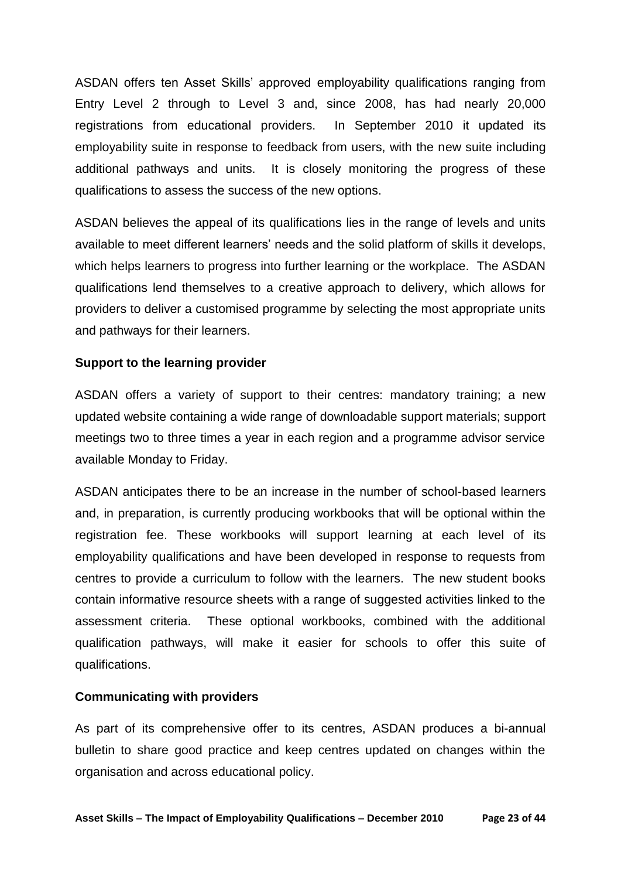ASDAN offers ten Asset Skills' approved employability qualifications ranging from Entry Level 2 through to Level 3 and, since 2008, has had nearly 20,000 registrations from educational providers. In September 2010 it updated its employability suite in response to feedback from users, with the new suite including additional pathways and units. It is closely monitoring the progress of these qualifications to assess the success of the new options.

ASDAN believes the appeal of its qualifications lies in the range of levels and units available to meet different learners' needs and the solid platform of skills it develops, which helps learners to progress into further learning or the workplace. The ASDAN qualifications lend themselves to a creative approach to delivery, which allows for providers to deliver a customised programme by selecting the most appropriate units and pathways for their learners.

**Support to the learning provider**

ASDAN offers a variety of support to their centres: mandatory training; a new updated website containing a wide range of downloadable support materials; support meetings two to three times a year in each region and a programme advisor service available Monday to Friday.

ASDAN anticipates there to be an increase in the number of school-based learners and, in preparation, is currently producing workbooks that will be optional within the registration fee. These workbooks will support learning at each level of its employability qualifications and have been developed in response to requests from centres to provide a curriculum to follow with the learners. The new student books contain informative resource sheets with a range of suggested activities linked to the assessment criteria. These optional workbooks, combined with the additional qualification pathways, will make it easier for schools to offer this suite of qualifications.

**Communicating with providers**

As part of its comprehensive offer to its centres, ASDAN produces a bi-annual bulletin to share good practice and keep centres updated on changes within the organisation and across educational policy.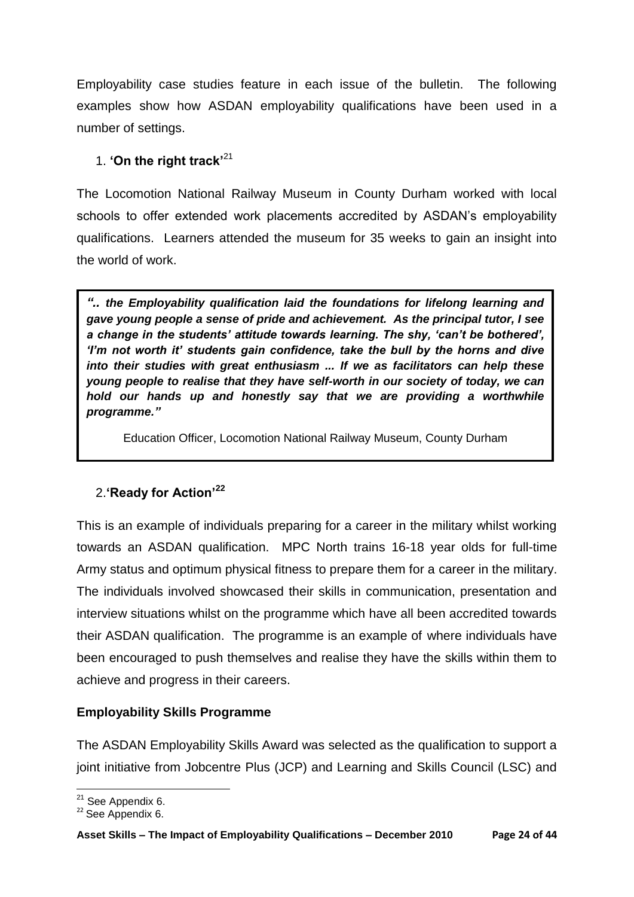Employability case studies feature in each issue of the bulletin. The following examples show how ASDAN employability qualifications have been used in a number of settings.

1. **'On the right track'**[21]

The Locomotion National Railway Museum in County Durham worked with local schools to offer extended work placements accredited by ASDAN's employability qualifications. Learners attended the museum for 35 weeks to gain an insight into the world of work.

> ***".. the Employability qualification laid the foundations for lifelong learning and gave young people a sense of pride and achievement. As the principal tutor, I see a change in the students' attitude towards learning. The shy, 'can't be bothered', 'I'm not worth it' students gain confidence, take the bull by the horns and dive into their studies with great enthusiasm ... If we as facilitators can help these young people to realise that they have self-worth in our society of today, we can hold our hands up and honestly say that we are providing a worthwhile programme."***
>
> Education Officer, Locomotion National Railway Museum, County Durham

2. **'Ready for Action'**[22]

This is an example of individuals preparing for a career in the military whilst working towards an ASDAN qualification. MPC North trains 16-18 year olds for full-time Army status and optimum physical fitness to prepare them for a career in the military. The individuals involved showcased their skills in communication, presentation and interview situations whilst on the programme which have all been accredited towards their ASDAN qualification. The programme is an example of where individuals have been encouraged to push themselves and realise they have the skills within them to achieve and progress in their careers.

### Employability Skills Programme

The ASDAN Employability Skills Award was selected as the qualification to support a joint initiative from Jobcentre Plus (JCP) and Learning and Skills Council (LSC) and

---

[21] See Appendix 6.

[22] See Appendix 6.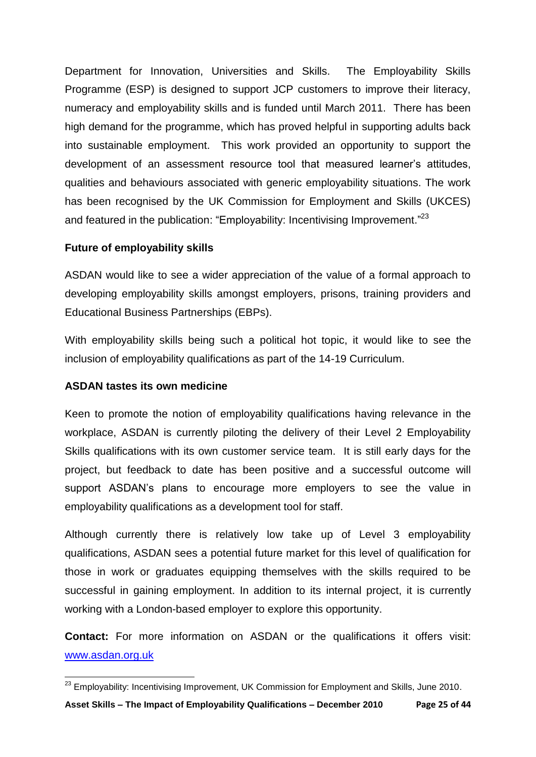Department for Innovation, Universities and Skills. The Employability Skills Programme (ESP) is designed to support JCP customers to improve their literacy, numeracy and employability skills and is funded until March 2011. There has been high demand for the programme, which has proved helpful in supporting adults back into sustainable employment. This work provided an opportunity to support the development of an assessment resource tool that measured learner's attitudes, qualities and behaviours associated with generic employability situations. The work has been recognised by the UK Commission for Employment and Skills (UKCES) and featured in the publication: "Employability: Incentivising Improvement."[23]

**Future of employability skills**

ASDAN would like to see a wider appreciation of the value of a formal approach to developing employability skills amongst employers, prisons, training providers and Educational Business Partnerships (EBPs).

With employability skills being such a political hot topic, it would like to see the inclusion of employability qualifications as part of the 14-19 Curriculum.

**ASDAN tastes its own medicine**

Keen to promote the notion of employability qualifications having relevance in the workplace, ASDAN is currently piloting the delivery of their Level 2 Employability Skills qualifications with its own customer service team. It is still early days for the project, but feedback to date has been positive and a successful outcome will support ASDAN's plans to encourage more employers to see the value in employability qualifications as a development tool for staff.

Although currently there is relatively low take up of Level 3 employability qualifications, ASDAN sees a potential future market for this level of qualification for those in work or graduates equipping themselves with the skills required to be successful in gaining employment. In addition to its internal project, it is currently working with a London-based employer to explore this opportunity.

**Contact:** For more information on ASDAN or the qualifications it offers visit: [www.asdan.org.uk](http://www.asdan.org.uk)

---

[23] Employability: Incentivising Improvement, UK Commission for Employment and Skills, June 2010.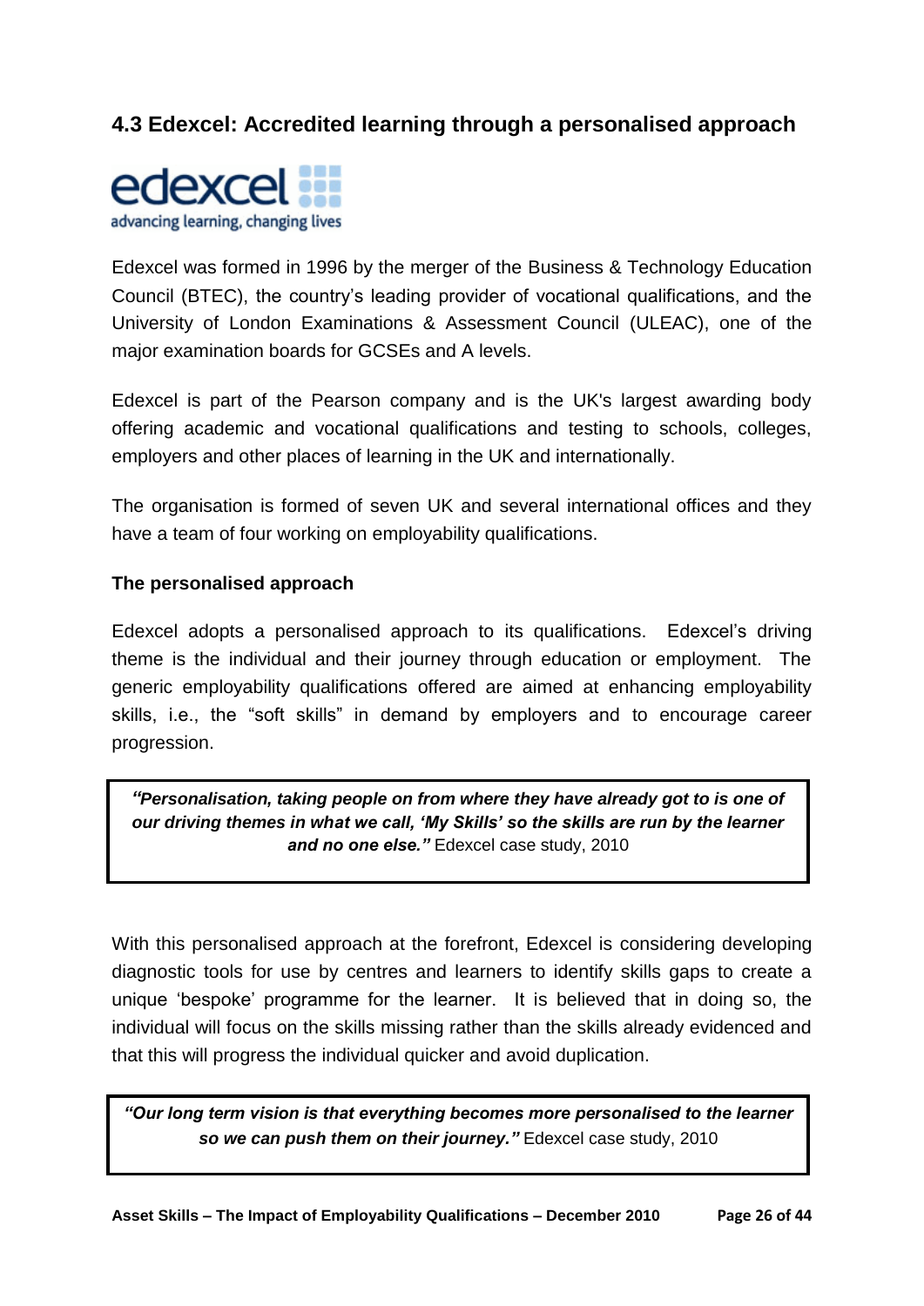## 4.3 Edexcel: Accredited learning through a personalised approach

edexcel
advancing learning, changing lives

Edexcel was formed in 1996 by the merger of the Business & Technology Education Council (BTEC), the country's leading provider of vocational qualifications, and the University of London Examinations & Assessment Council (ULEAC), one of the major examination boards for GCSEs and A levels.

Edexcel is part of the Pearson company and is the UK's largest awarding body offering academic and vocational qualifications and testing to schools, colleges, employers and other places of learning in the UK and internationally.

The organisation is formed of seven UK and several international offices and they have a team of four working on employability qualifications.

**The personalised approach**

Edexcel adopts a personalised approach to its qualifications. Edexcel's driving theme is the individual and their journey through education or employment. The generic employability qualifications offered are aimed at enhancing employability skills, i.e., the "soft skills" in demand by employers and to encourage career progression.

> ***"Personalisation, taking people on from where they have already got to is one of our driving themes in what we call, 'My Skills' so the skills are run by the learner and no one else."*** Edexcel case study, 2010

With this personalised approach at the forefront, Edexcel is considering developing diagnostic tools for use by centres and learners to identify skills gaps to create a unique 'bespoke' programme for the learner. It is believed that in doing so, the individual will focus on the skills missing rather than the skills already evidenced and that this will progress the individual quicker and avoid duplication.

> ***"Our long term vision is that everything becomes more personalised to the learner so we can push them on their journey."*** Edexcel case study, 2010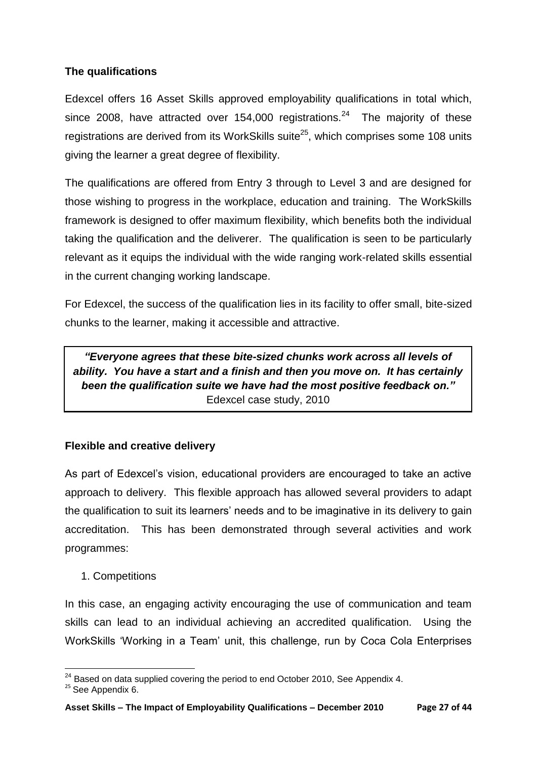### The qualifications

Edexcel offers 16 Asset Skills approved employability qualifications in total which, since 2008, have attracted over 154,000 registrations.[24] The majority of these registrations are derived from its WorkSkills suite[25], which comprises some 108 units giving the learner a great degree of flexibility.

The qualifications are offered from Entry 3 through to Level 3 and are designed for those wishing to progress in the workplace, education and training. The WorkSkills framework is designed to offer maximum flexibility, which benefits both the individual taking the qualification and the deliverer. The qualification is seen to be particularly relevant as it equips the individual with the wide ranging work-related skills essential in the current changing working landscape.

For Edexcel, the success of the qualification lies in its facility to offer small, bite-sized chunks to the learner, making it accessible and attractive.

> ***"Everyone agrees that these bite-sized chunks work across all levels of ability. You have a start and a finish and then you move on. It has certainly been the qualification suite we have had the most positive feedback on."***
> Edexcel case study, 2010

### Flexible and creative delivery

As part of Edexcel's vision, educational providers are encouraged to take an active approach to delivery. This flexible approach has allowed several providers to adapt the qualification to suit its learners' needs and to be imaginative in its delivery to gain accreditation. This has been demonstrated through several activities and work programmes:

1. Competitions

In this case, an engaging activity encouraging the use of communication and team skills can lead to an individual achieving an accredited qualification. Using the WorkSkills 'Working in a Team' unit, this challenge, run by Coca Cola Enterprises

---

[24] Based on data supplied covering the period to end October 2010, See Appendix 4.

[25] See Appendix 6.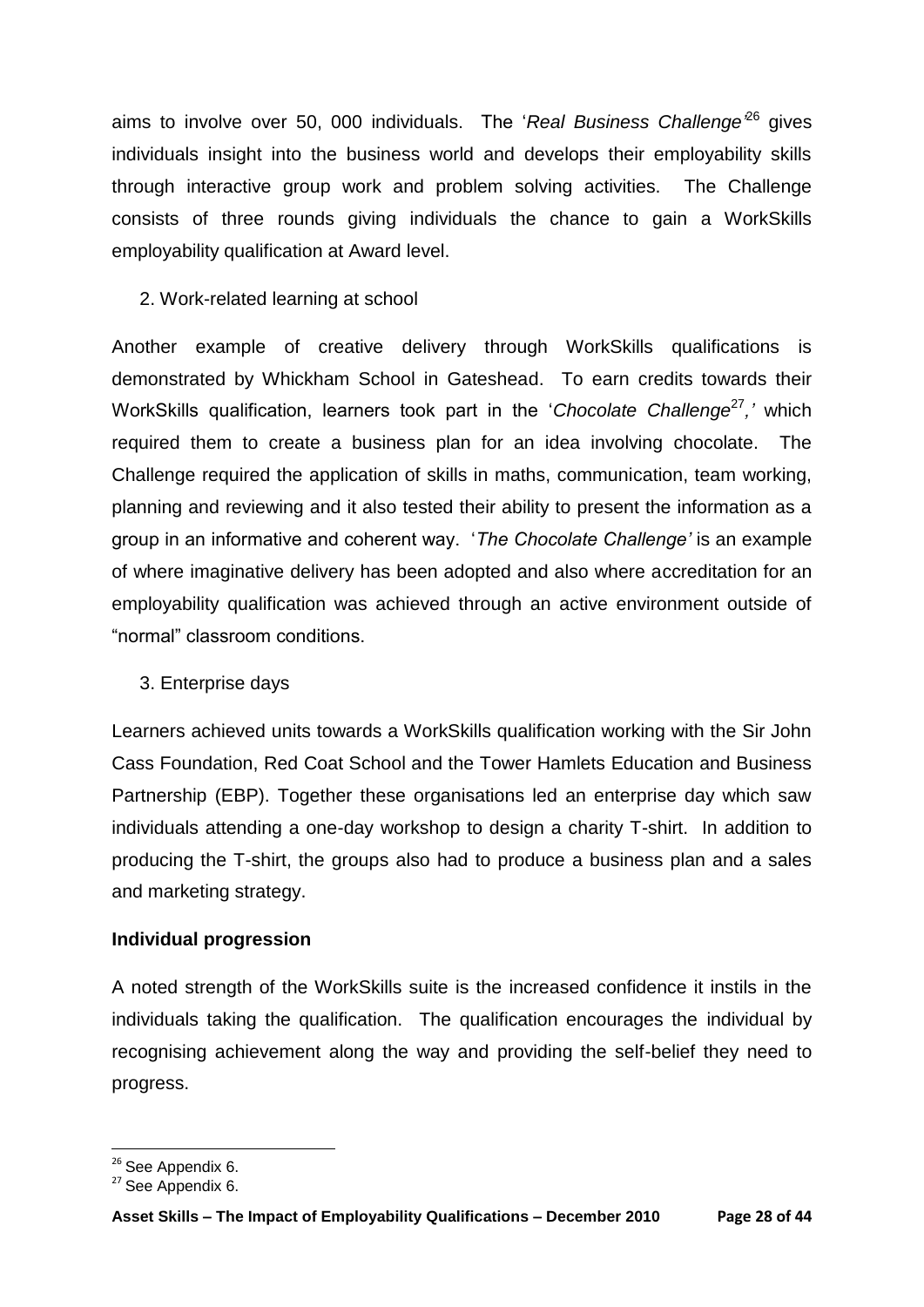aims to involve over 50, 000 individuals. The '*Real Business Challenge*'[26] gives individuals insight into the business world and develops their employability skills through interactive group work and problem solving activities. The Challenge consists of three rounds giving individuals the chance to gain a WorkSkills employability qualification at Award level.

2. Work-related learning at school

Another example of creative delivery through WorkSkills qualifications is demonstrated by Whickham School in Gateshead. To earn credits towards their WorkSkills qualification, learners took part in the '*Chocolate Challenge*[27]*,'* which required them to create a business plan for an idea involving chocolate. The Challenge required the application of skills in maths, communication, team working, planning and reviewing and it also tested their ability to present the information as a group in an informative and coherent way. '*The Chocolate Challenge'* is an example of where imaginative delivery has been adopted and also where accreditation for an employability qualification was achieved through an active environment outside of "normal" classroom conditions.

3. Enterprise days

Learners achieved units towards a WorkSkills qualification working with the Sir John Cass Foundation, Red Coat School and the Tower Hamlets Education and Business Partnership (EBP). Together these organisations led an enterprise day which saw individuals attending a one-day workshop to design a charity T-shirt. In addition to producing the T-shirt, the groups also had to produce a business plan and a sales and marketing strategy.

**Individual progression**

A noted strength of the WorkSkills suite is the increased confidence it instils in the individuals taking the qualification. The qualification encourages the individual by recognising achievement along the way and providing the self-belief they need to progress.

[26] See Appendix 6.

[27] See Appendix 6.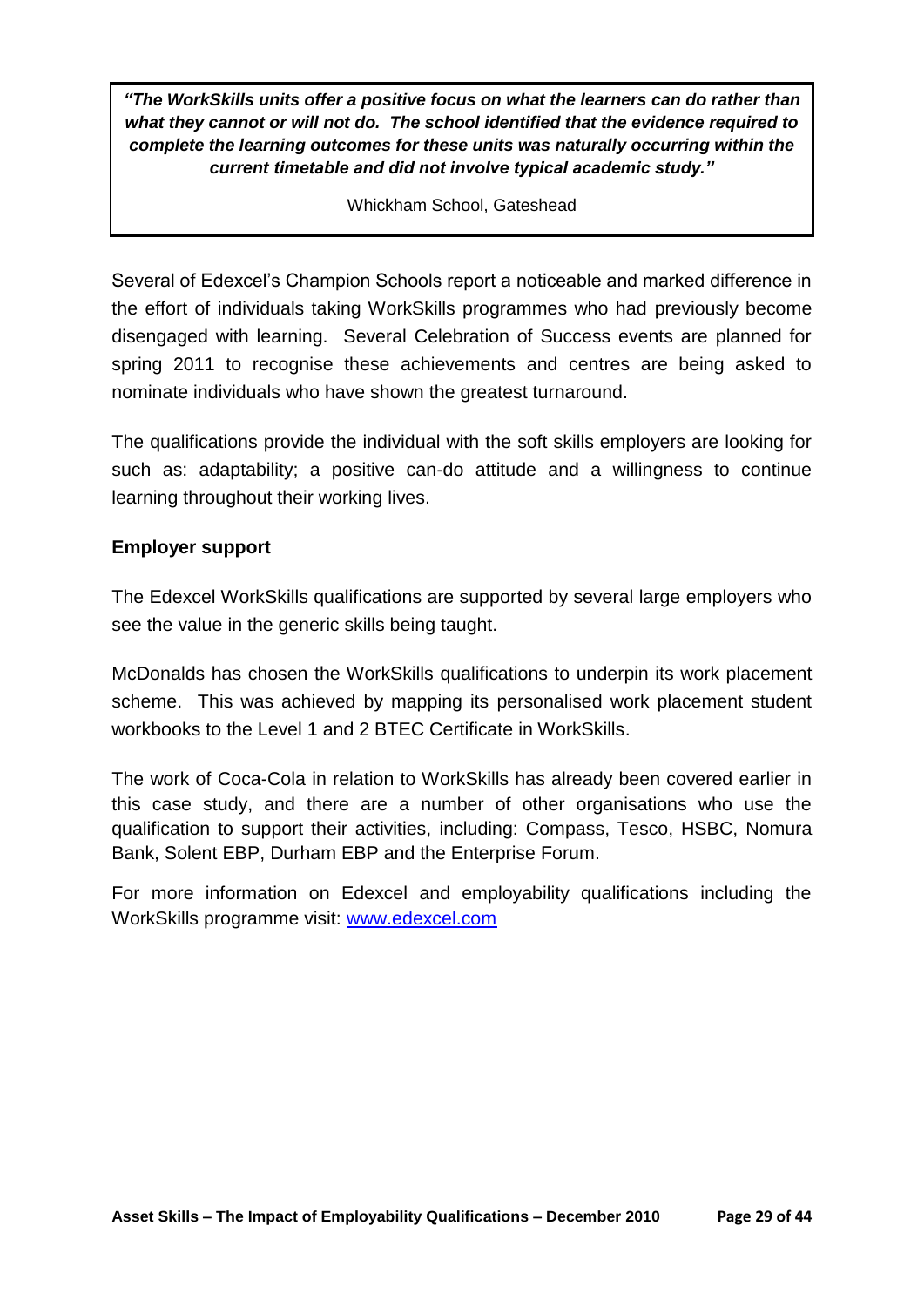> ***"The WorkSkills units offer a positive focus on what the learners can do rather than what they cannot or will not do. The school identified that the evidence required to complete the learning outcomes for these units was naturally occurring within the current timetable and did not involve typical academic study."***
>
> Whickham School, Gateshead

Several of Edexcel's Champion Schools report a noticeable and marked difference in the effort of individuals taking WorkSkills programmes who had previously become disengaged with learning. Several Celebration of Success events are planned for spring 2011 to recognise these achievements and centres are being asked to nominate individuals who have shown the greatest turnaround.

The qualifications provide the individual with the soft skills employers are looking for such as: adaptability; a positive can-do attitude and a willingness to continue learning throughout their working lives.

**Employer support**

The Edexcel WorkSkills qualifications are supported by several large employers who see the value in the generic skills being taught.

McDonalds has chosen the WorkSkills qualifications to underpin its work placement scheme. This was achieved by mapping its personalised work placement student workbooks to the Level 1 and 2 BTEC Certificate in WorkSkills.

The work of Coca-Cola in relation to WorkSkills has already been covered earlier in this case study, and there are a number of other organisations who use the qualification to support their activities, including: Compass, Tesco, HSBC, Nomura Bank, Solent EBP, Durham EBP and the Enterprise Forum.

For more information on Edexcel and employability qualifications including the WorkSkills programme visit: [www.edexcel.com](http://www.edexcel.com)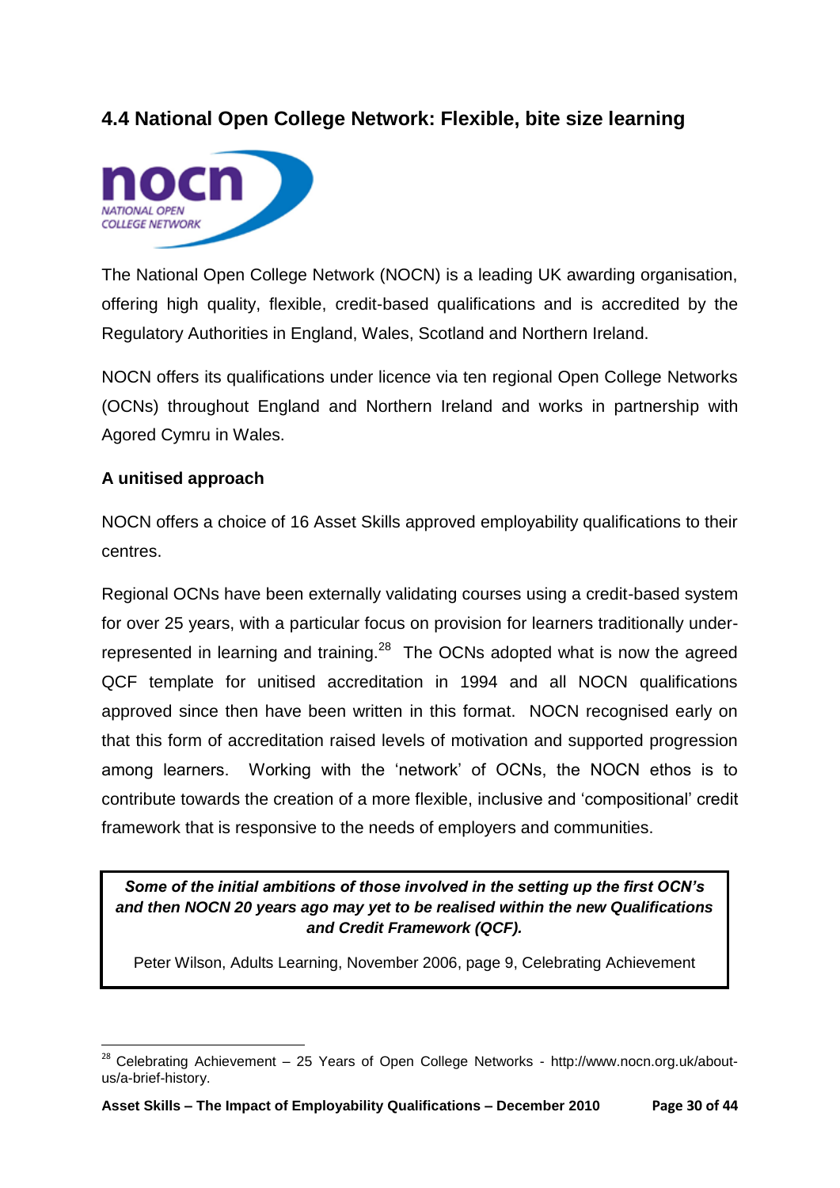## 4.4 National Open College Network: Flexible, bite size learning

The National Open College Network (NOCN) is a leading UK awarding organisation, offering high quality, flexible, credit-based qualifications and is accredited by the Regulatory Authorities in England, Wales, Scotland and Northern Ireland.

NOCN offers its qualifications under licence via ten regional Open College Networks (OCNs) throughout England and Northern Ireland and works in partnership with Agored Cymru in Wales.

**A unitised approach**

NOCN offers a choice of 16 Asset Skills approved employability qualifications to their centres.

Regional OCNs have been externally validating courses using a credit-based system for over 25 years, with a particular focus on provision for learners traditionally under-represented in learning and training.[28] The OCNs adopted what is now the agreed QCF template for unitised accreditation in 1994 and all NOCN qualifications approved since then have been written in this format. NOCN recognised early on that this form of accreditation raised levels of motivation and supported progression among learners. Working with the 'network' of OCNs, the NOCN ethos is to contribute towards the creation of a more flexible, inclusive and 'compositional' credit framework that is responsive to the needs of employers and communities.

> ***Some of the initial ambitions of those involved in the setting up the first OCN's and then NOCN 20 years ago may yet to be realised within the new Qualifications and Credit Framework (QCF).***
>
> Peter Wilson, Adults Learning, November 2006, page 9, Celebrating Achievement

[28] Celebrating Achievement – 25 Years of Open College Networks - http://www.nocn.org.uk/about-us/a-brief-history.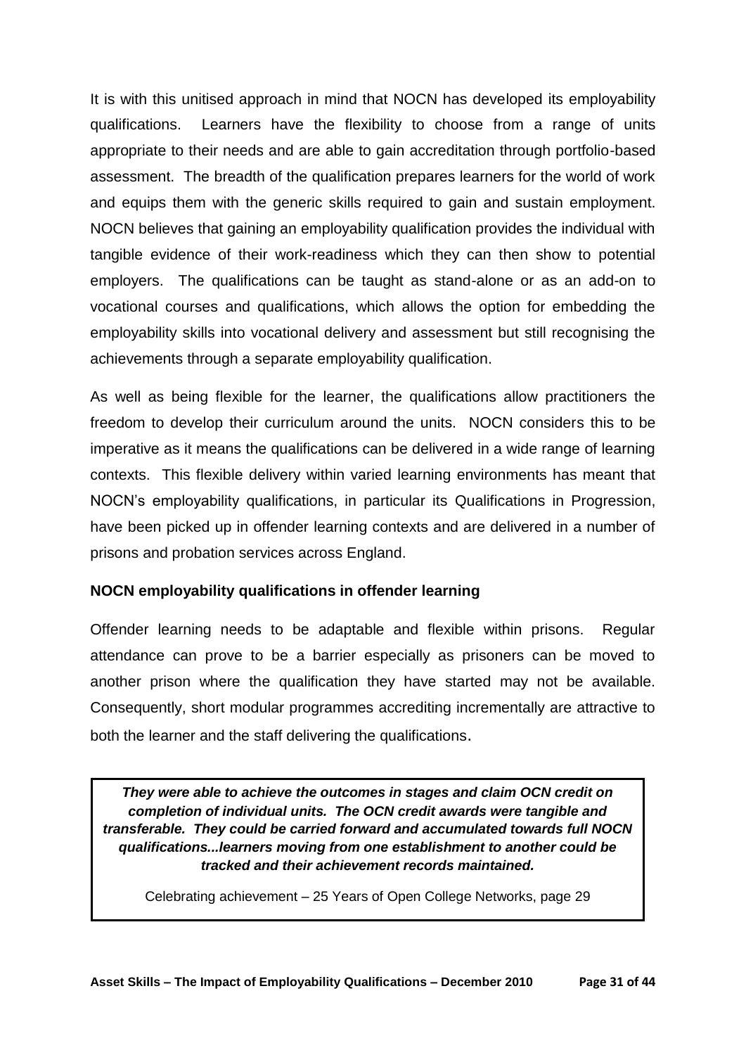It is with this unitised approach in mind that NOCN has developed its employability qualifications. Learners have the flexibility to choose from a range of units appropriate to their needs and are able to gain accreditation through portfolio-based assessment. The breadth of the qualification prepares learners for the world of work and equips them with the generic skills required to gain and sustain employment. NOCN believes that gaining an employability qualification provides the individual with tangible evidence of their work-readiness which they can then show to potential employers. The qualifications can be taught as stand-alone or as an add-on to vocational courses and qualifications, which allows the option for embedding the employability skills into vocational delivery and assessment but still recognising the achievements through a separate employability qualification.

As well as being flexible for the learner, the qualifications allow practitioners the freedom to develop their curriculum around the units. NOCN considers this to be imperative as it means the qualifications can be delivered in a wide range of learning contexts. This flexible delivery within varied learning environments has meant that NOCN's employability qualifications, in particular its Qualifications in Progression, have been picked up in offender learning contexts and are delivered in a number of prisons and probation services across England.

**NOCN employability qualifications in offender learning**

Offender learning needs to be adaptable and flexible within prisons. Regular attendance can prove to be a barrier especially as prisoners can be moved to another prison where the qualification they have started may not be available. Consequently, short modular programmes accrediting incrementally are attractive to both the learner and the staff delivering the qualifications.

> ***They were able to achieve the outcomes in stages and claim OCN credit on completion of individual units. The OCN credit awards were tangible and transferable. They could be carried forward and accumulated towards full NOCN qualifications...learners moving from one establishment to another could be tracked and their achievement records maintained.***
>
> Celebrating achievement – 25 Years of Open College Networks, page 29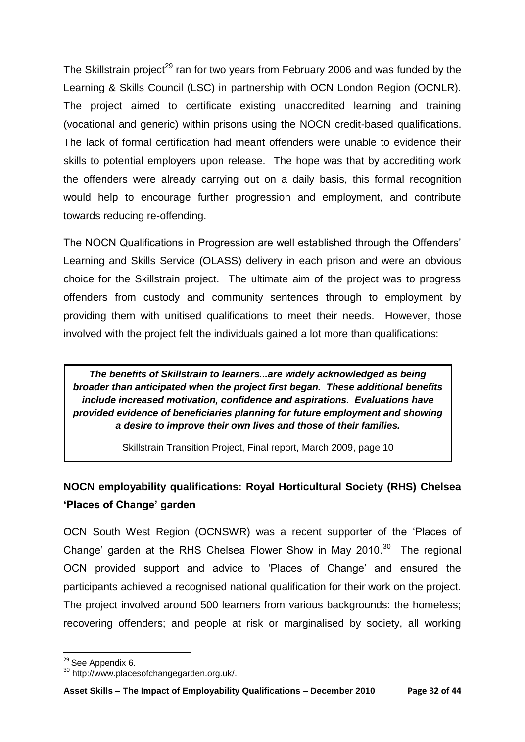The Skillstrain project[29] ran for two years from February 2006 and was funded by the Learning & Skills Council (LSC) in partnership with OCN London Region (OCNLR). The project aimed to certificate existing unaccredited learning and training (vocational and generic) within prisons using the NOCN credit-based qualifications. The lack of formal certification had meant offenders were unable to evidence their skills to potential employers upon release. The hope was that by accrediting work the offenders were already carrying out on a daily basis, this formal recognition would help to encourage further progression and employment, and contribute towards reducing re-offending.

The NOCN Qualifications in Progression are well established through the Offenders' Learning and Skills Service (OLASS) delivery in each prison and were an obvious choice for the Skillstrain project. The ultimate aim of the project was to progress offenders from custody and community sentences through to employment by providing them with unitised qualifications to meet their needs. However, those involved with the project felt the individuals gained a lot more than qualifications:

> ***The benefits of Skillstrain to learners...are widely acknowledged as being broader than anticipated when the project first began. These additional benefits include increased motivation, confidence and aspirations. Evaluations have provided evidence of beneficiaries planning for future employment and showing a desire to improve their own lives and those of their families.***
>
> Skillstrain Transition Project, Final report, March 2009, page 10

**NOCN employability qualifications: Royal Horticultural Society (RHS) Chelsea 'Places of Change' garden**

OCN South West Region (OCNSWR) was a recent supporter of the 'Places of Change' garden at the RHS Chelsea Flower Show in May 2010.[30] The regional OCN provided support and advice to 'Places of Change' and ensured the participants achieved a recognised national qualification for their work on the project. The project involved around 500 learners from various backgrounds: the homeless; recovering offenders; and people at risk or marginalised by society, all working

[29] See Appendix 6.

[30] http://www.placesofchangegarden.org.uk/.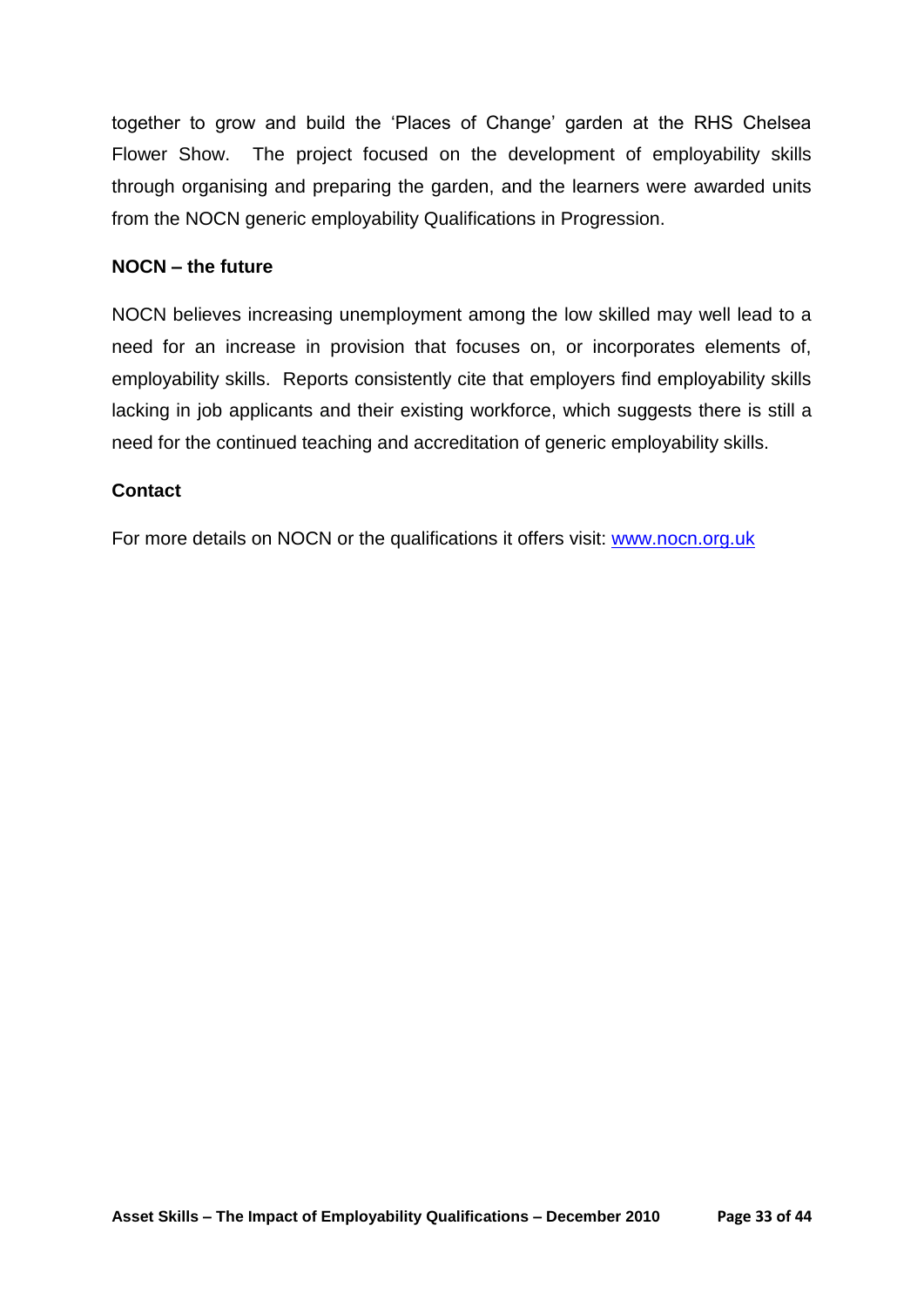together to grow and build the 'Places of Change' garden at the RHS Chelsea Flower Show. The project focused on the development of employability skills through organising and preparing the garden, and the learners were awarded units from the NOCN generic employability Qualifications in Progression.

**NOCN – the future**

NOCN believes increasing unemployment among the low skilled may well lead to a need for an increase in provision that focuses on, or incorporates elements of, employability skills. Reports consistently cite that employers find employability skills lacking in job applicants and their existing workforce, which suggests there is still a need for the continued teaching and accreditation of generic employability skills.

**Contact**

For more details on NOCN or the qualifications it offers visit: [www.nocn.org.uk](http://www.nocn.org.uk)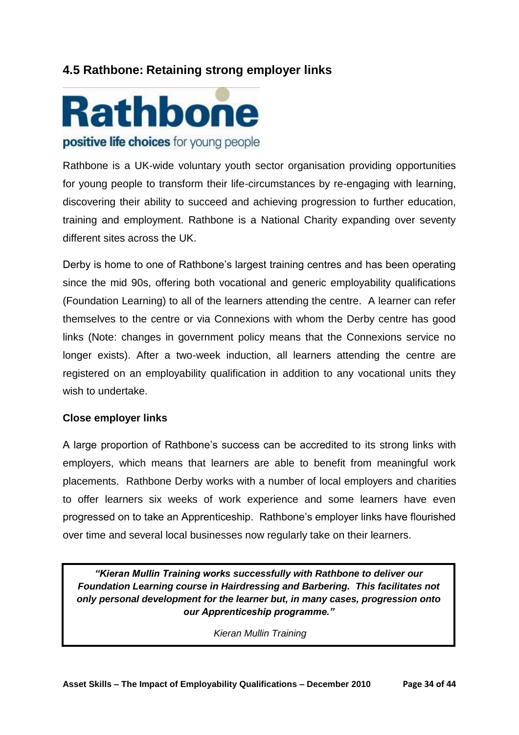## 4.5 Rathbone: Retaining strong employer links

**Rathbone**

**positive life choices** for young people

Rathbone is a UK-wide voluntary youth sector organisation providing opportunities for young people to transform their life-circumstances by re-engaging with learning, discovering their ability to succeed and achieving progression to further education, training and employment. Rathbone is a National Charity expanding over seventy different sites across the UK.

Derby is home to one of Rathbone's largest training centres and has been operating since the mid 90s, offering both vocational and generic employability qualifications (Foundation Learning) to all of the learners attending the centre. A learner can refer themselves to the centre or via Connexions with whom the Derby centre has good links (Note: changes in government policy means that the Connexions service no longer exists). After a two-week induction, all learners attending the centre are registered on an employability qualification in addition to any vocational units they wish to undertake.

### Close employer links

A large proportion of Rathbone's success can be accredited to its strong links with employers, which means that learners are able to benefit from meaningful work placements. Rathbone Derby works with a number of local employers and charities to offer learners six weeks of work experience and some learners have even progressed on to take an Apprenticeship. Rathbone's employer links have flourished over time and several local businesses now regularly take on their learners.

> ***"Kieran Mullin Training works successfully with Rathbone to deliver our Foundation Learning course in Hairdressing and Barbering. This facilitates not only personal development for the learner but, in many cases, progression onto our Apprenticeship programme."***
>
> *Kieran Mullin Training*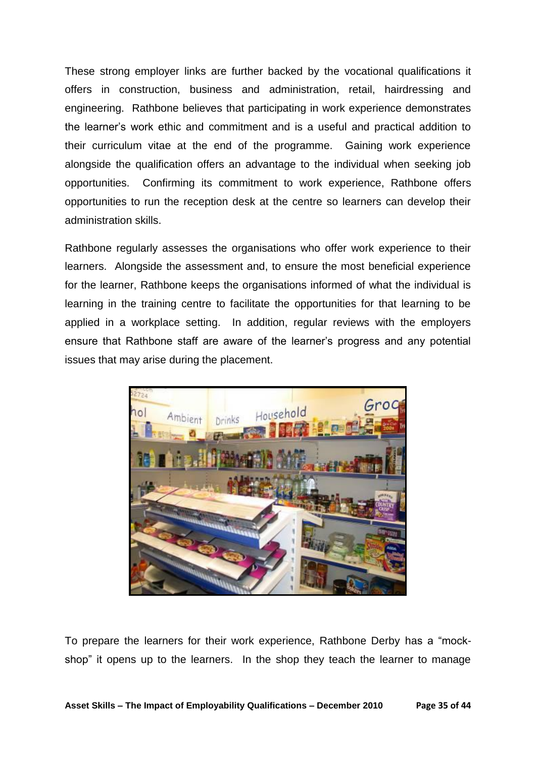These strong employer links are further backed by the vocational qualifications it offers in construction, business and administration, retail, hairdressing and engineering. Rathbone believes that participating in work experience demonstrates the learner's work ethic and commitment and is a useful and practical addition to their curriculum vitae at the end of the programme. Gaining work experience alongside the qualification offers an advantage to the individual when seeking job opportunities. Confirming its commitment to work experience, Rathbone offers opportunities to run the reception desk at the centre so learners can develop their administration skills.

Rathbone regularly assesses the organisations who offer work experience to their learners. Alongside the assessment and, to ensure the most beneficial experience for the learner, Rathbone keeps the organisations informed of what the individual is learning in the training centre to facilitate the opportunities for that learning to be applied in a workplace setting. In addition, regular reviews with the employers ensure that Rathbone staff are aware of the learner's progress and any potential issues that may arise during the placement.

To prepare the learners for their work experience, Rathbone Derby has a "mock-shop" it opens up to the learners. In the shop they teach the learner to manage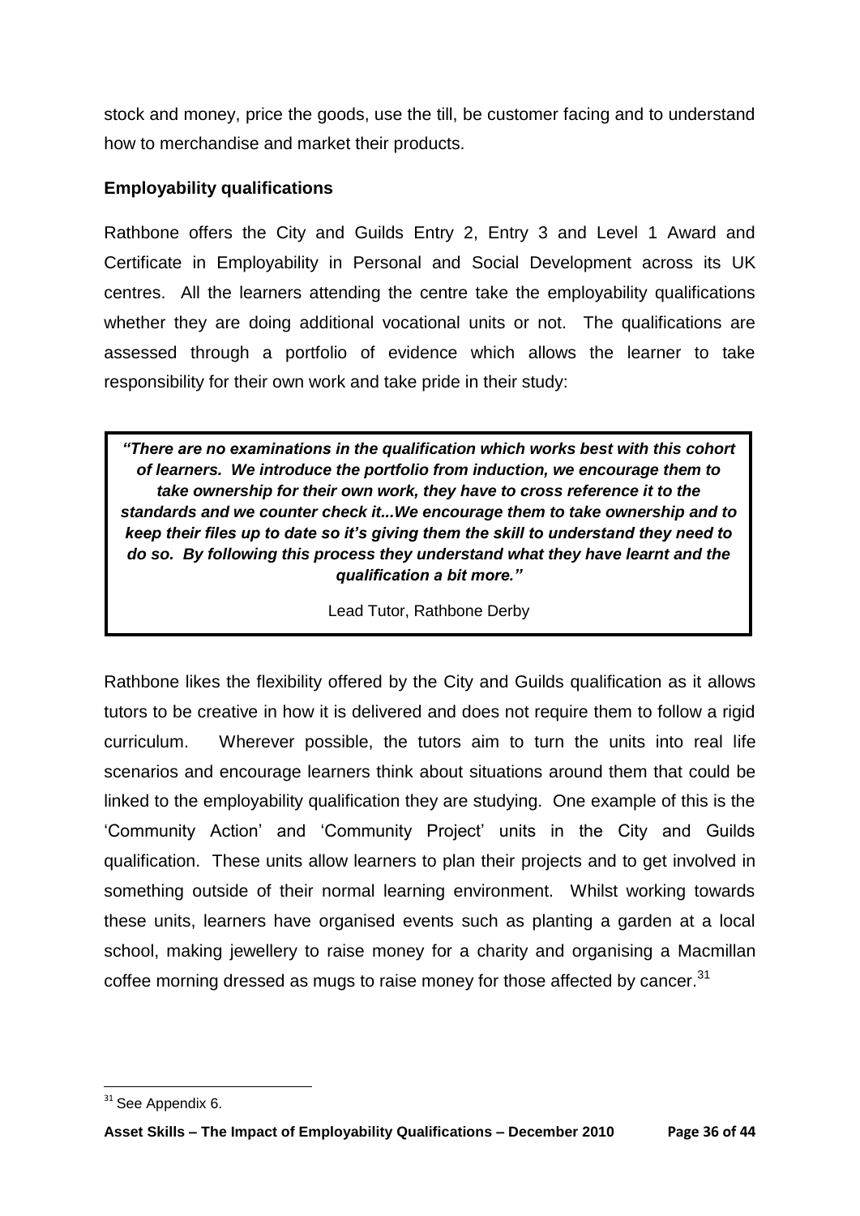stock and money, price the goods, use the till, be customer facing and to understand how to merchandise and market their products.

**Employability qualifications**

Rathbone offers the City and Guilds Entry 2, Entry 3 and Level 1 Award and Certificate in Employability in Personal and Social Development across its UK centres. All the learners attending the centre take the employability qualifications whether they are doing additional vocational units or not. The qualifications are assessed through a portfolio of evidence which allows the learner to take responsibility for their own work and take pride in their study:

> ***"There are no examinations in the qualification which works best with this cohort of learners. We introduce the portfolio from induction, we encourage them to take ownership for their own work, they have to cross reference it to the standards and we counter check it...We encourage them to take ownership and to keep their files up to date so it's giving them the skill to understand they need to do so. By following this process they understand what they have learnt and the qualification a bit more."***
>
> Lead Tutor, Rathbone Derby

Rathbone likes the flexibility offered by the City and Guilds qualification as it allows tutors to be creative in how it is delivered and does not require them to follow a rigid curriculum. Wherever possible, the tutors aim to turn the units into real life scenarios and encourage learners think about situations around them that could be linked to the employability qualification they are studying. One example of this is the 'Community Action' and 'Community Project' units in the City and Guilds qualification. These units allow learners to plan their projects and to get involved in something outside of their normal learning environment. Whilst working towards these units, learners have organised events such as planting a garden at a local school, making jewellery to raise money for a charity and organising a Macmillan coffee morning dressed as mugs to raise money for those affected by cancer.[31]

[31] See Appendix 6.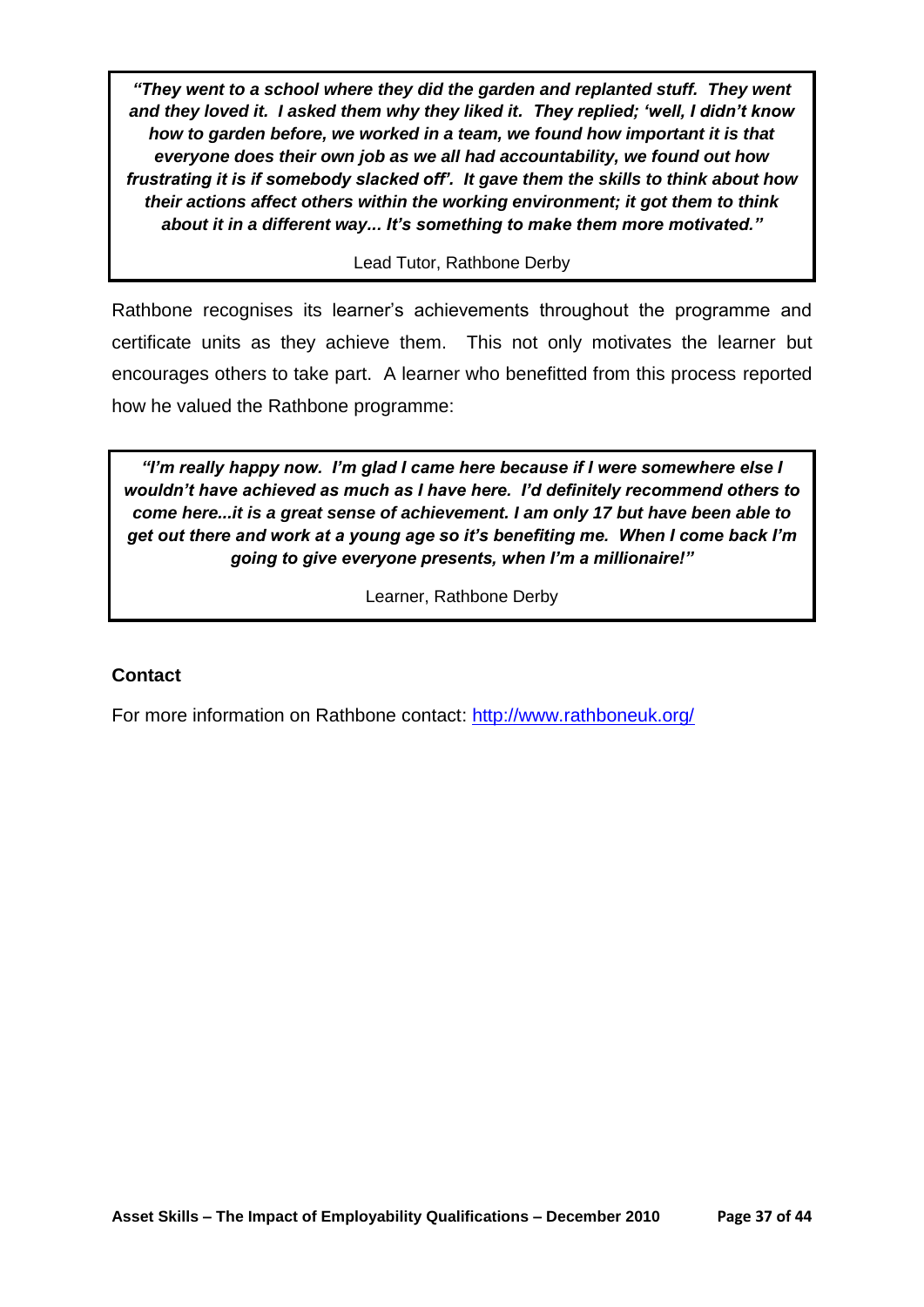> ***"They went to a school where they did the garden and replanted stuff. They went and they loved it. I asked them why they liked it. They replied; 'well, I didn't know how to garden before, we worked in a team, we found how important it is that everyone does their own job as we all had accountability, we found out how frustrating it is if somebody slacked off'. It gave them the skills to think about how their actions affect others within the working environment; it got them to think about it in a different way... It's something to make them more motivated."***
>
> Lead Tutor, Rathbone Derby

Rathbone recognises its learner's achievements throughout the programme and certificate units as they achieve them. This not only motivates the learner but encourages others to take part. A learner who benefitted from this process reported how he valued the Rathbone programme:

> ***"I'm really happy now. I'm glad I came here because if I were somewhere else I wouldn't have achieved as much as I have here. I'd definitely recommend others to come here...it is a great sense of achievement. I am only 17 but have been able to get out there and work at a young age so it's benefiting me. When I come back I'm going to give everyone presents, when I'm a millionaire!"***
>
> Learner, Rathbone Derby

**Contact**

For more information on Rathbone contact: http://www.rathboneuk.org/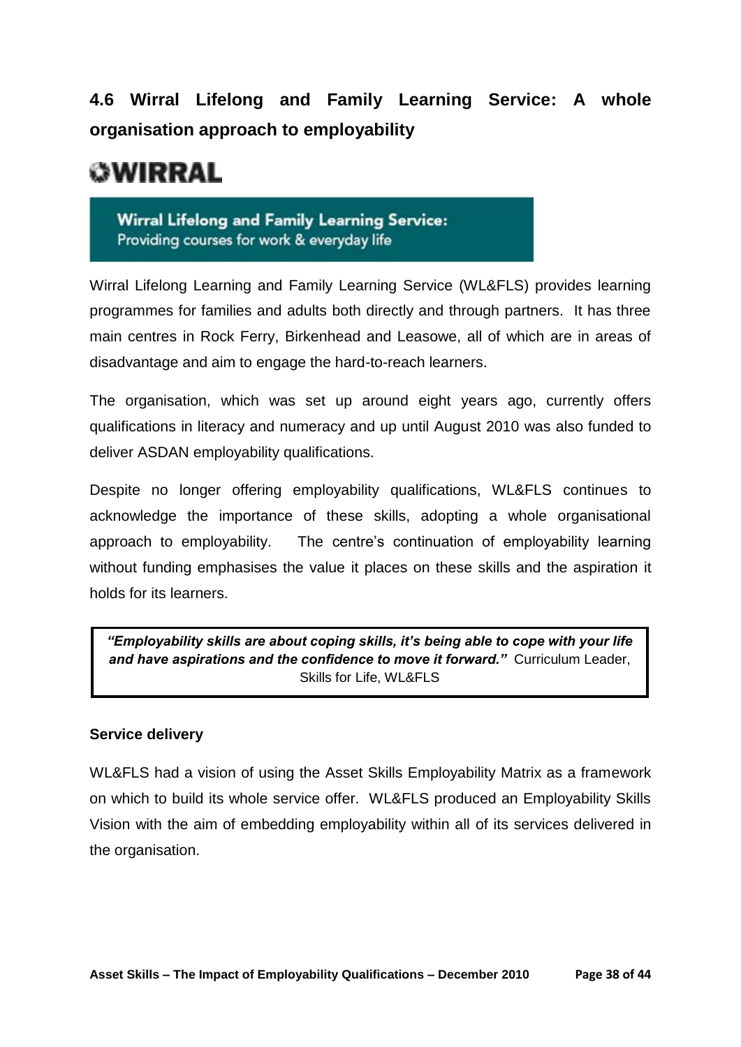## 4.6 Wirral Lifelong and Family Learning Service: A whole organisation approach to employability

WIRRAL

**Wirral Lifelong and Family Learning Service:**
Providing courses for work & everyday life

Wirral Lifelong Learning and Family Learning Service (WL&FLS) provides learning programmes for families and adults both directly and through partners. It has three main centres in Rock Ferry, Birkenhead and Leasowe, all of which are in areas of disadvantage and aim to engage the hard-to-reach learners.

The organisation, which was set up around eight years ago, currently offers qualifications in literacy and numeracy and up until August 2010 was also funded to deliver ASDAN employability qualifications.

Despite no longer offering employability qualifications, WL&FLS continues to acknowledge the importance of these skills, adopting a whole organisational approach to employability. The centre's continuation of employability learning without funding emphasises the value it places on these skills and the aspiration it holds for its learners.

> ***"Employability skills are about coping skills, it's being able to cope with your life and have aspirations and the confidence to move it forward."*** Curriculum Leader, Skills for Life, WL&FLS

**Service delivery**

WL&FLS had a vision of using the Asset Skills Employability Matrix as a framework on which to build its whole service offer. WL&FLS produced an Employability Skills Vision with the aim of embedding employability within all of its services delivered in the organisation.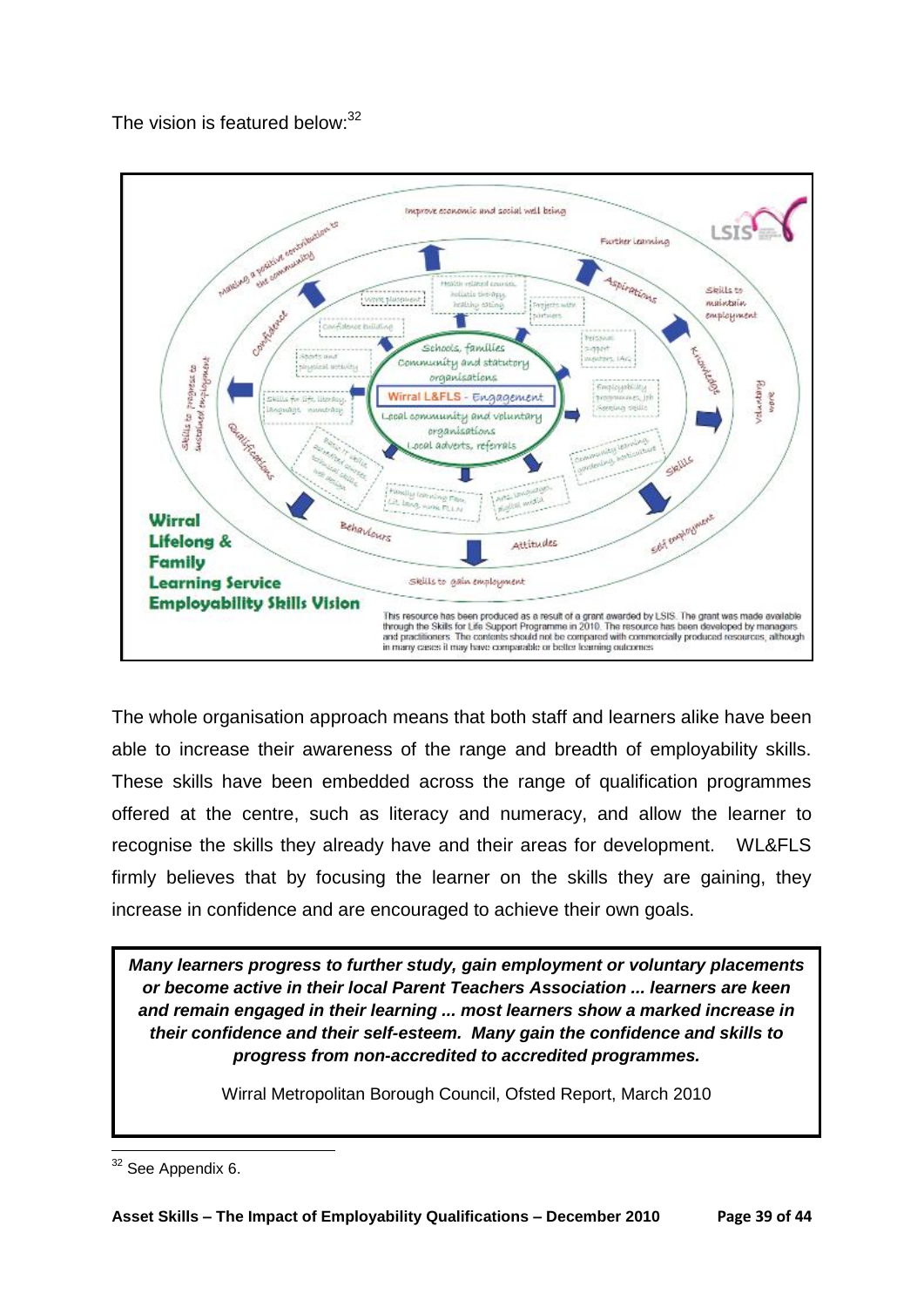The vision is featured below:[32]

The whole organisation approach means that both staff and learners alike have been able to increase their awareness of the range and breadth of employability skills. These skills have been embedded across the range of qualification programmes offered at the centre, such as literacy and numeracy, and allow the learner to recognise the skills they already have and their areas for development. WL&FLS firmly believes that by focusing the learner on the skills they are gaining, they increase in confidence and are encouraged to achieve their own goals.

> ***Many learners progress to further study, gain employment or voluntary placements or become active in their local Parent Teachers Association ... learners are keen and remain engaged in their learning ... most learners show a marked increase in their confidence and their self-esteem. Many gain the confidence and skills to progress from non-accredited to accredited programmes.***
>
> Wirral Metropolitan Borough Council, Ofsted Report, March 2010

[32] See Appendix 6.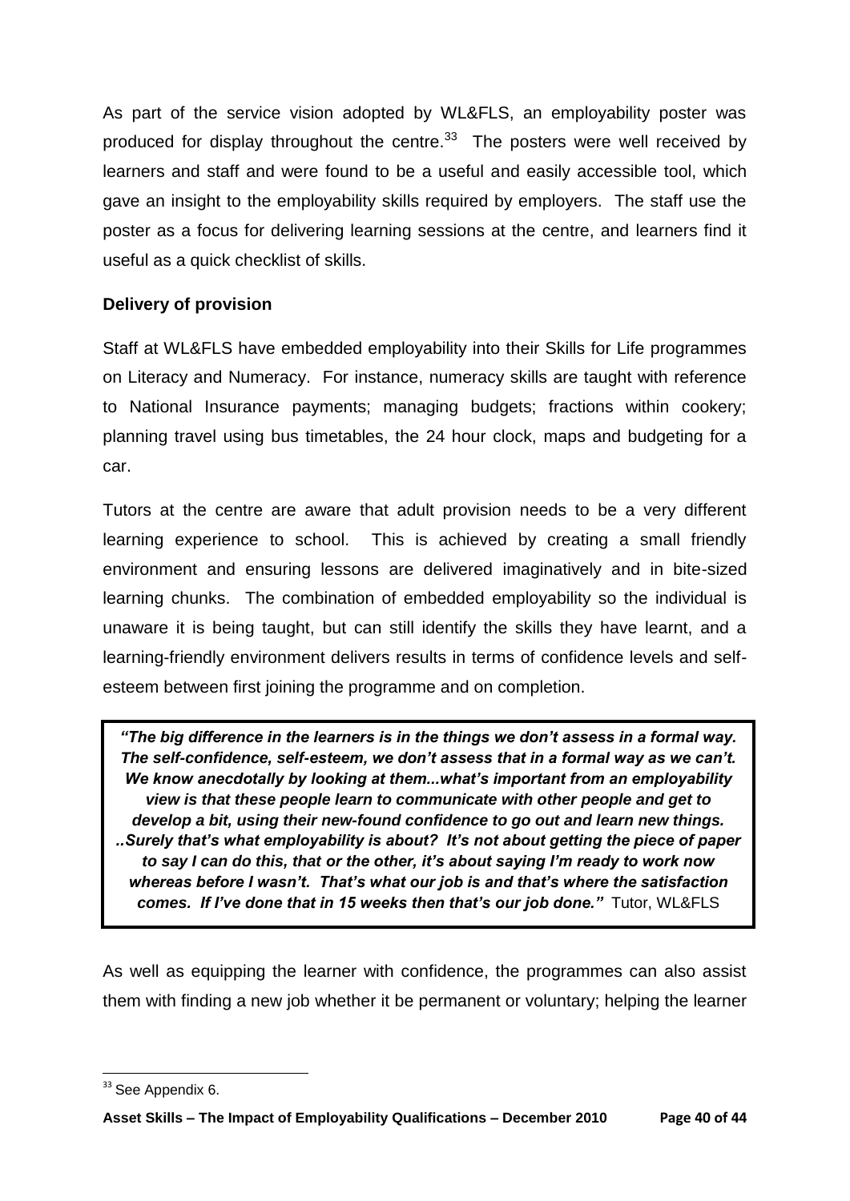As part of the service vision adopted by WL&FLS, an employability poster was produced for display throughout the centre.[33] The posters were well received by learners and staff and were found to be a useful and easily accessible tool, which gave an insight to the employability skills required by employers. The staff use the poster as a focus for delivering learning sessions at the centre, and learners find it useful as a quick checklist of skills.

**Delivery of provision**

Staff at WL&FLS have embedded employability into their Skills for Life programmes on Literacy and Numeracy. For instance, numeracy skills are taught with reference to National Insurance payments; managing budgets; fractions within cookery; planning travel using bus timetables, the 24 hour clock, maps and budgeting for a car.

Tutors at the centre are aware that adult provision needs to be a very different learning experience to school. This is achieved by creating a small friendly environment and ensuring lessons are delivered imaginatively and in bite-sized learning chunks. The combination of embedded employability so the individual is unaware it is being taught, but can still identify the skills they have learnt, and a learning-friendly environment delivers results in terms of confidence levels and self-esteem between first joining the programme and on completion.

> ***"The big difference in the learners is in the things we don't assess in a formal way. The self-confidence, self-esteem, we don't assess that in a formal way as we can't. We know anecdotally by looking at them...what's important from an employability view is that these people learn to communicate with other people and get to develop a bit, using their new-found confidence to go out and learn new things. ..Surely that's what employability is about? It's not about getting the piece of paper to say I can do this, that or the other, it's about saying I'm ready to work now whereas before I wasn't. That's what our job is and that's where the satisfaction comes. If I've done that in 15 weeks then that's our job done."*** Tutor, WL&FLS

As well as equipping the learner with confidence, the programmes can also assist them with finding a new job whether it be permanent or voluntary; helping the learner

[33] See Appendix 6.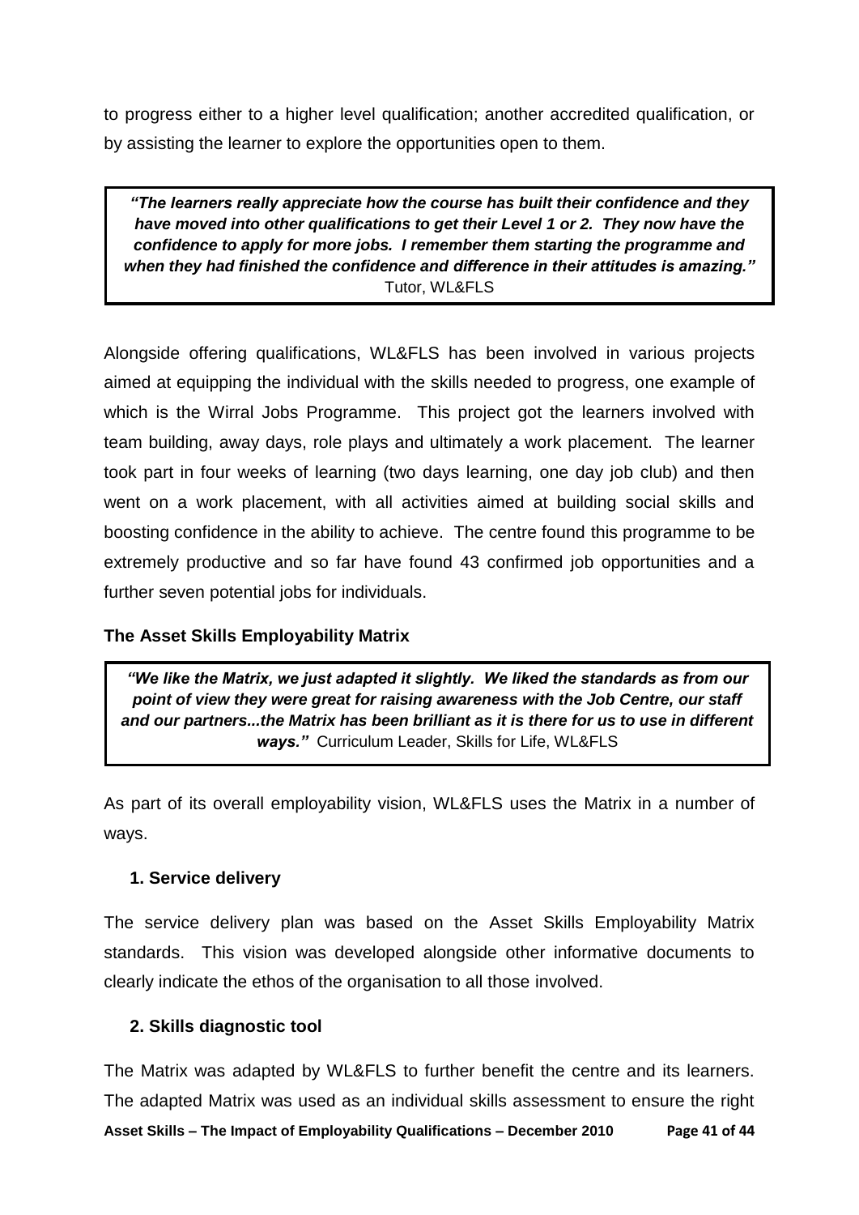to progress either to a higher level qualification; another accredited qualification, or by assisting the learner to explore the opportunities open to them.

> ***"The learners really appreciate how the course has built their confidence and they have moved into other qualifications to get their Level 1 or 2. They now have the confidence to apply for more jobs. I remember them starting the programme and when they had finished the confidence and difference in their attitudes is amazing."*** Tutor, WL&FLS

Alongside offering qualifications, WL&FLS has been involved in various projects aimed at equipping the individual with the skills needed to progress, one example of which is the Wirral Jobs Programme. This project got the learners involved with team building, away days, role plays and ultimately a work placement. The learner took part in four weeks of learning (two days learning, one day job club) and then went on a work placement, with all activities aimed at building social skills and boosting confidence in the ability to achieve. The centre found this programme to be extremely productive and so far have found 43 confirmed job opportunities and a further seven potential jobs for individuals.

**The Asset Skills Employability Matrix**

> ***"We like the Matrix, we just adapted it slightly. We liked the standards as from our point of view they were great for raising awareness with the Job Centre, our staff and our partners...the Matrix has been brilliant as it is there for us to use in different ways."*** Curriculum Leader, Skills for Life, WL&FLS

As part of its overall employability vision, WL&FLS uses the Matrix in a number of ways.

**1. Service delivery**

The service delivery plan was based on the Asset Skills Employability Matrix standards. This vision was developed alongside other informative documents to clearly indicate the ethos of the organisation to all those involved.

**2. Skills diagnostic tool**

The Matrix was adapted by WL&FLS to further benefit the centre and its learners. The adapted Matrix was used as an individual skills assessment to ensure the right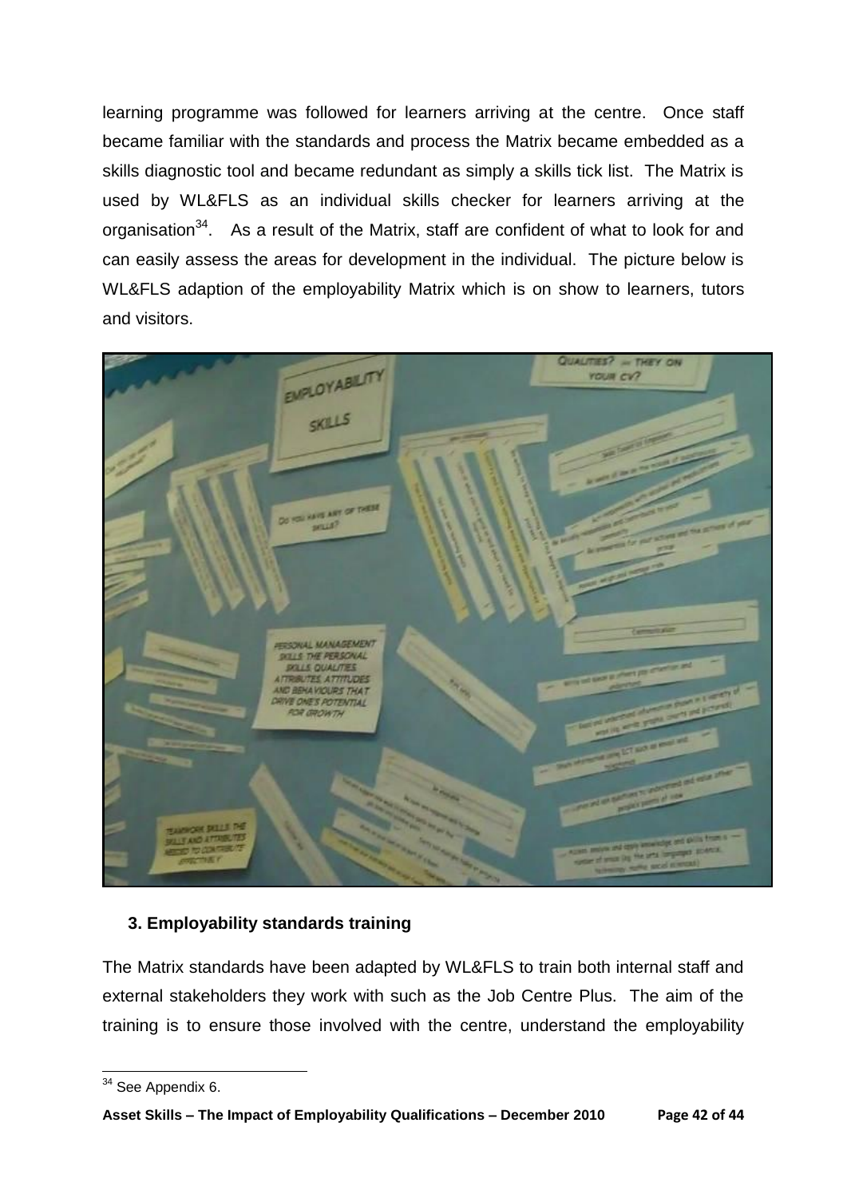learning programme was followed for learners arriving at the centre. Once staff became familiar with the standards and process the Matrix became embedded as a skills diagnostic tool and became redundant as simply a skills tick list. The Matrix is used by WL&FLS as an individual skills checker for learners arriving at the organisation[34]. As a result of the Matrix, staff are confident of what to look for and can easily assess the areas for development in the individual. The picture below is WL&FLS adaption of the employability Matrix which is on show to learners, tutors and visitors.

### 3. Employability standards training

The Matrix standards have been adapted by WL&FLS to train both internal staff and external stakeholders they work with such as the Job Centre Plus. The aim of the training is to ensure those involved with the centre, understand the employability

[34] See Appendix 6.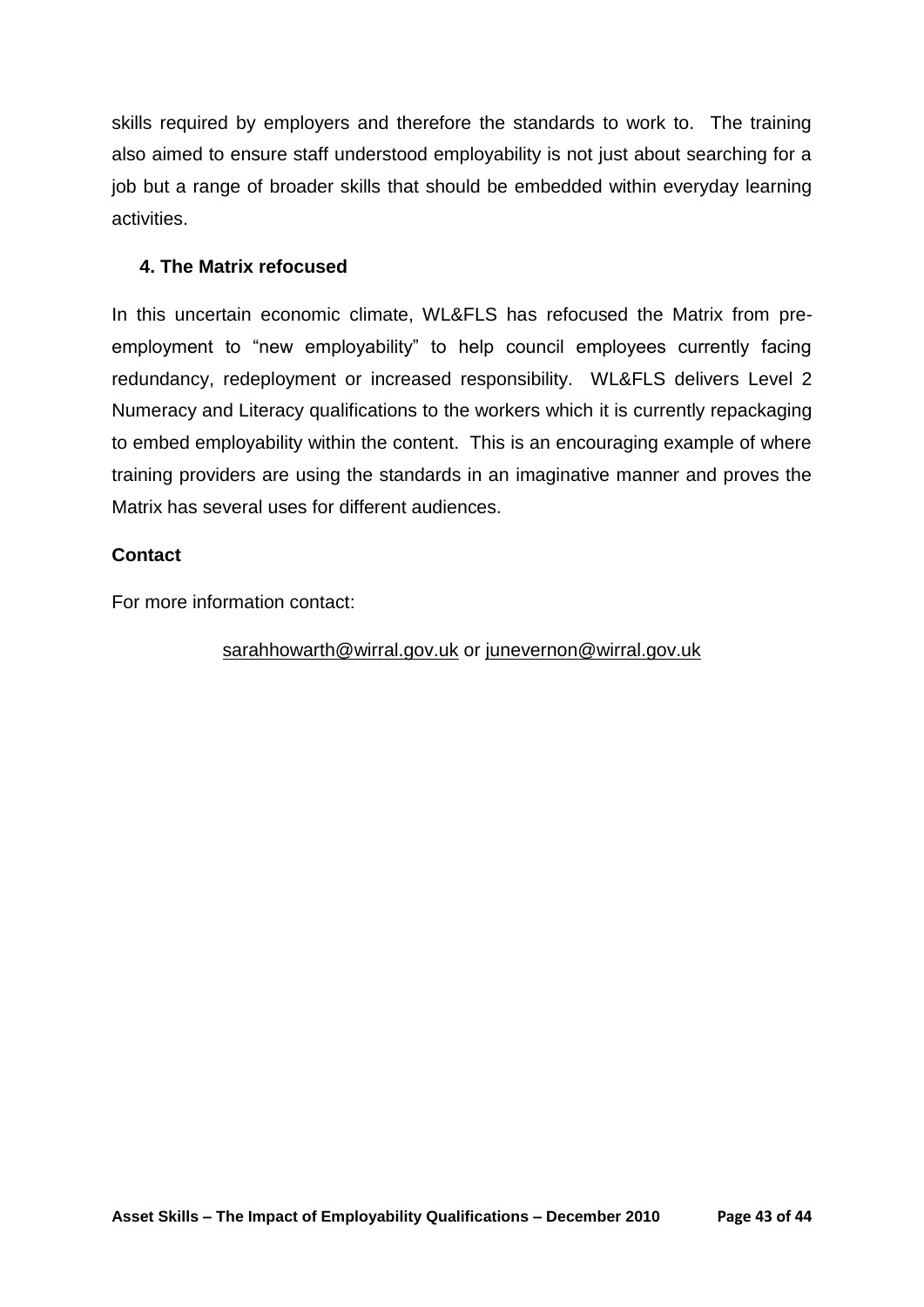skills required by employers and therefore the standards to work to. The training also aimed to ensure staff understood employability is not just about searching for a job but a range of broader skills that should be embedded within everyday learning activities.

**4. The Matrix refocused**

In this uncertain economic climate, WL&FLS has refocused the Matrix from pre-employment to "new employability" to help council employees currently facing redundancy, redeployment or increased responsibility. WL&FLS delivers Level 2 Numeracy and Literacy qualifications to the workers which it is currently repackaging to embed employability within the content. This is an encouraging example of where training providers are using the standards in an imaginative manner and proves the Matrix has several uses for different audiences.

**Contact**

For more information contact:

sarahhowarth@wirral.gov.uk or junevernon@wirral.gov.uk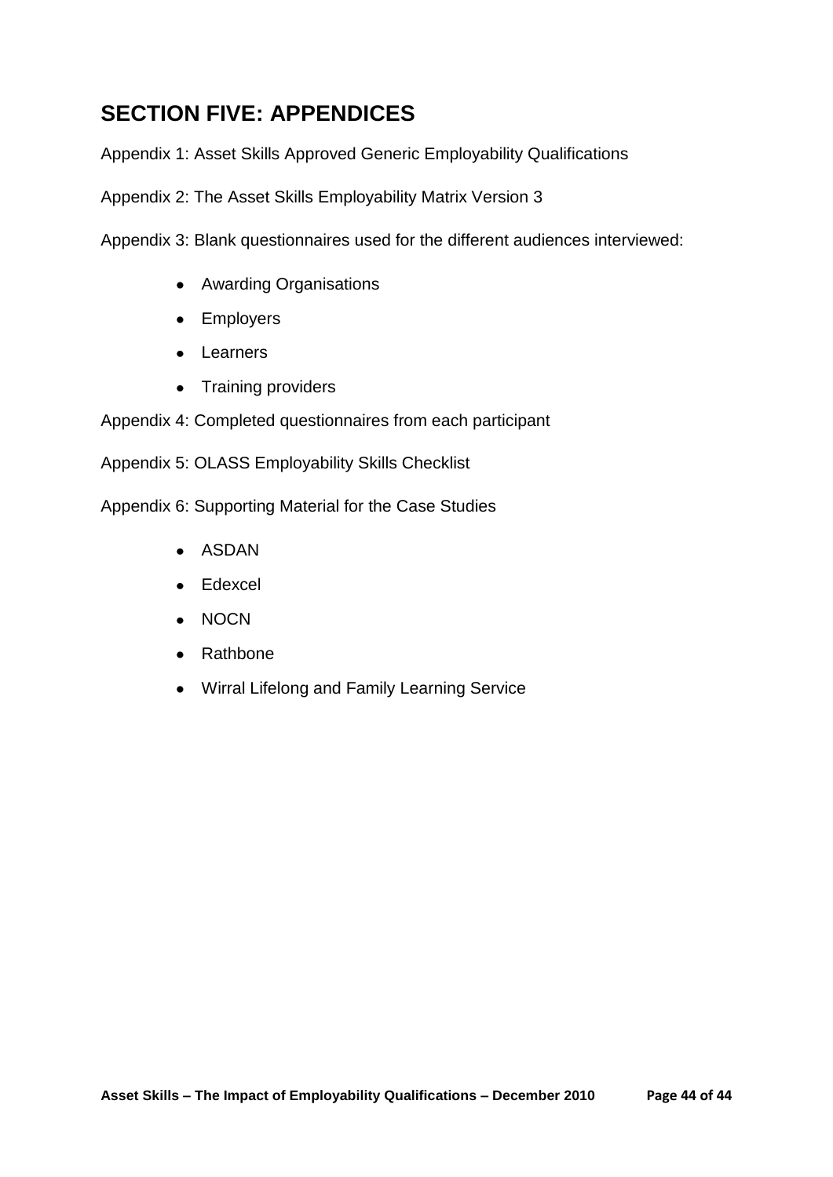## SECTION FIVE: APPENDICES

Appendix 1: Asset Skills Approved Generic Employability Qualifications

Appendix 2: The Asset Skills Employability Matrix Version 3

Appendix 3: Blank questionnaires used for the different audiences interviewed:

- Awarding Organisations
- Employers
- Learners
- Training providers

Appendix 4: Completed questionnaires from each participant

Appendix 5: OLASS Employability Skills Checklist

Appendix 6: Supporting Material for the Case Studies

- ASDAN
- Edexcel
- NOCN
- Rathbone
- Wirral Lifelong and Family Learning Service